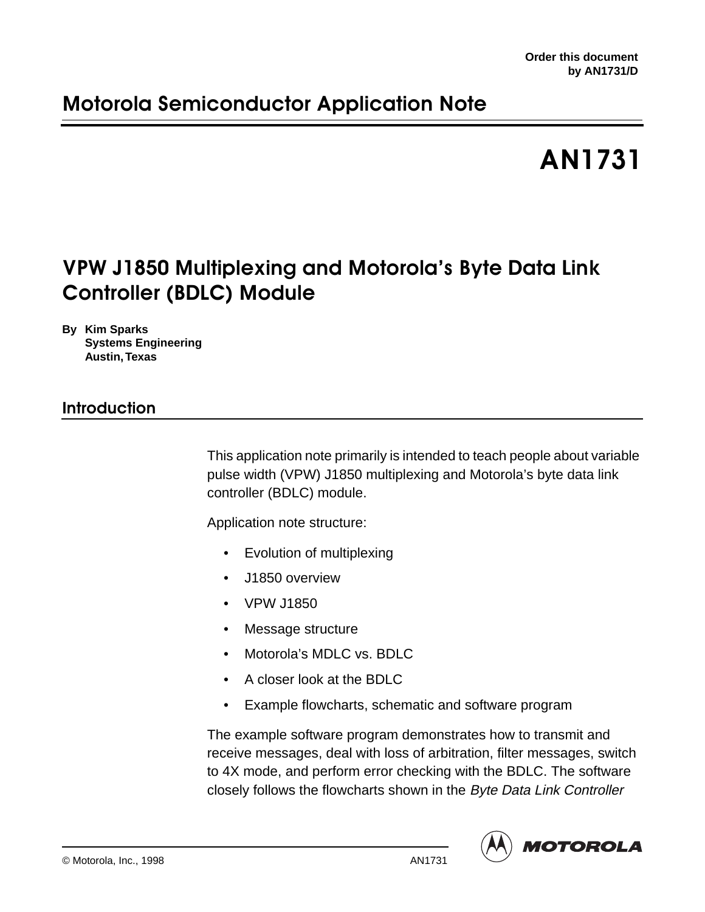Order this document
by AN1731/D

# Motorola Semiconductor Application Note

# AN1731

## VPW J1850 Multiplexing and Motorola's Byte Data Link Controller (BDLC) Module

**By Kim Sparks**
**Systems Engineering**
**Austin, Texas**

## Introduction

This application note primarily is intended to teach people about variable pulse width (VPW) J1850 multiplexing and Motorola's byte data link controller (BDLC) module.

Application note structure:

- Evolution of multiplexing
- J1850 overview
- VPW J1850
- Message structure
- Motorola's MDLC vs. BDLC
- A closer look at the BDLC
- Example flowcharts, schematic and software program

The example software program demonstrates how to transmit and receive messages, deal with loss of arbitration, filter messages, switch to 4X mode, and perform error checking with the BDLC. The software closely follows the flowcharts shown in the *Byte Data Link Controller*

© Motorola, Inc., 1998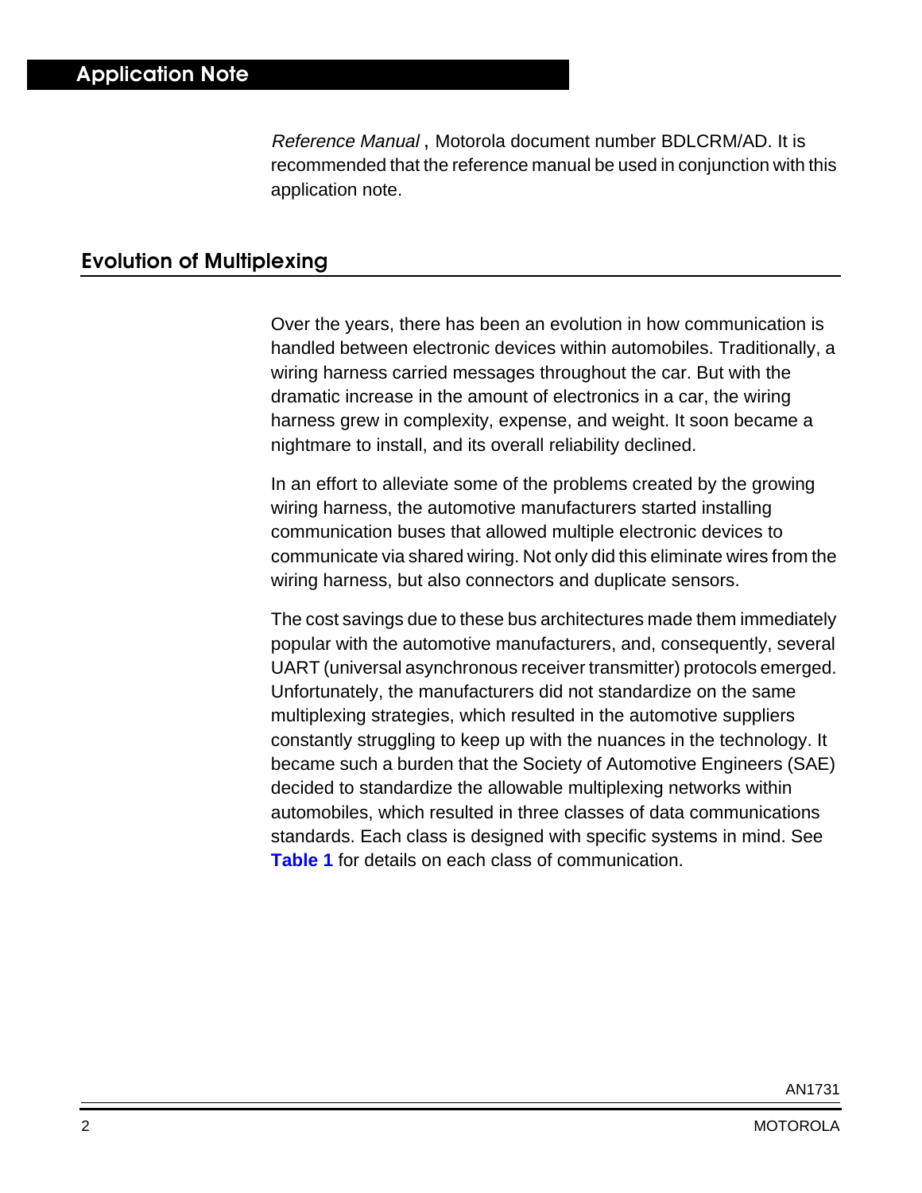*Reference Manual* , Motorola document number BDLCRM/AD. It is recommended that the reference manual be used in conjunction with this application note.

## Evolution of Multiplexing

Over the years, there has been an evolution in how communication is handled between electronic devices within automobiles. Traditionally, a wiring harness carried messages throughout the car. But with the dramatic increase in the amount of electronics in a car, the wiring harness grew in complexity, expense, and weight. It soon became a nightmare to install, and its overall reliability declined.

In an effort to alleviate some of the problems created by the growing wiring harness, the automotive manufacturers started installing communication buses that allowed multiple electronic devices to communicate via shared wiring. Not only did this eliminate wires from the wiring harness, but also connectors and duplicate sensors.

The cost savings due to these bus architectures made them immediately popular with the automotive manufacturers, and, consequently, several UART (universal asynchronous receiver transmitter) protocols emerged. Unfortunately, the manufacturers did not standardize on the same multiplexing strategies, which resulted in the automotive suppliers constantly struggling to keep up with the nuances in the technology. It became such a burden that the Society of Automotive Engineers (SAE) decided to standardize the allowable multiplexing networks within automobiles, which resulted in three classes of data communications standards. Each class is designed with specific systems in mind. See **Table 1** for details on each class of communication.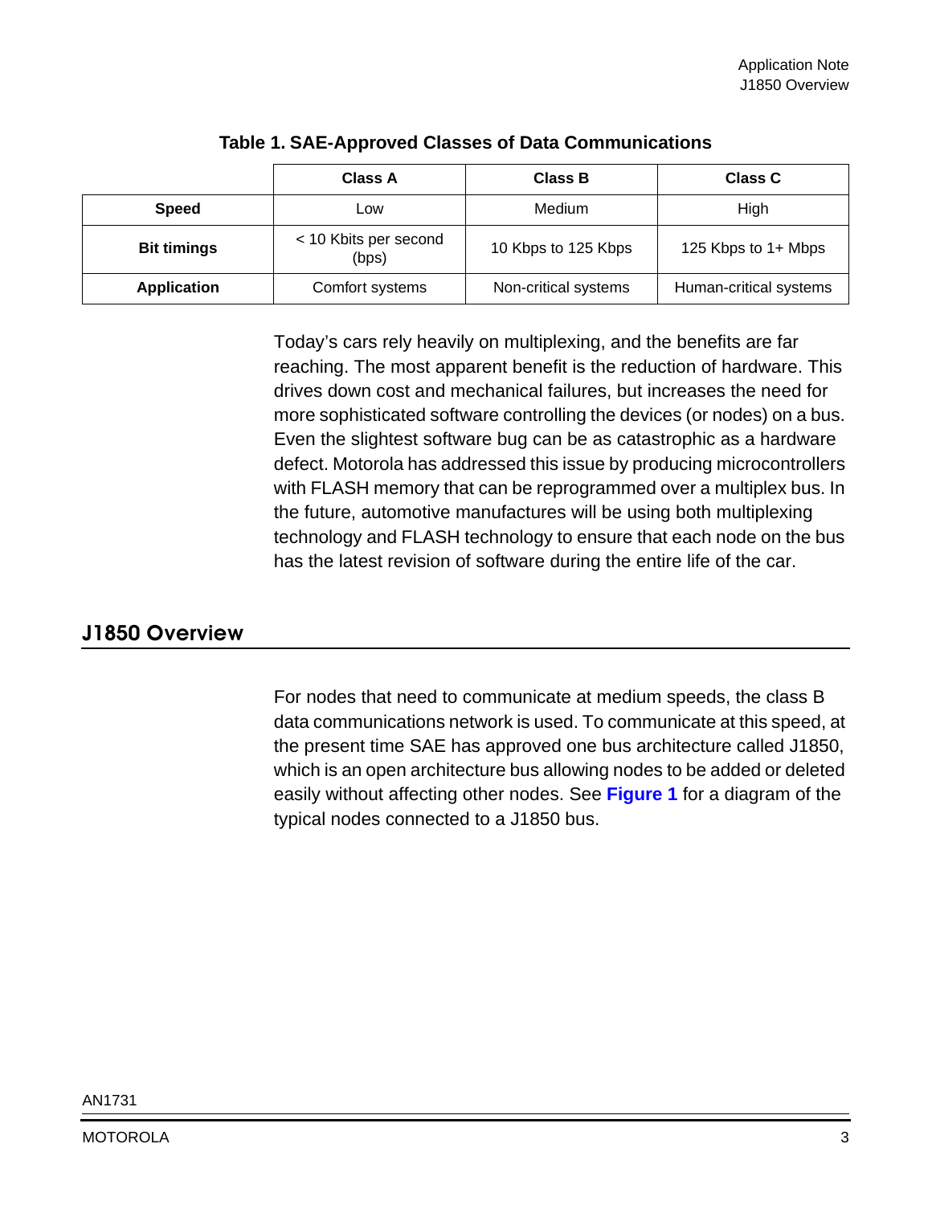**Table 1. SAE-Approved Classes of Data Communications**

| | Class A | Class B | Class C |
|---|---|---|---|
| **Speed** | Low | Medium | High |
| **Bit timings** | < 10 Kbits per second (bps) | 10 Kbps to 125 Kbps | 125 Kbps to 1+ Mbps |
| **Application** | Comfort systems | Non-critical systems | Human-critical systems |

Today's cars rely heavily on multiplexing, and the benefits are far reaching. The most apparent benefit is the reduction of hardware. This drives down cost and mechanical failures, but increases the need for more sophisticated software controlling the devices (or nodes) on a bus. Even the slightest software bug can be as catastrophic as a hardware defect. Motorola has addressed this issue by producing microcontrollers with FLASH memory that can be reprogrammed over a multiplex bus. In the future, automotive manufactures will be using both multiplexing technology and FLASH technology to ensure that each node on the bus has the latest revision of software during the entire life of the car.

## J1850 Overview

For nodes that need to communicate at medium speeds, the class B data communications network is used. To communicate at this speed, at the present time SAE has approved one bus architecture called J1850, which is an open architecture bus allowing nodes to be added or deleted easily without affecting other nodes. See **Figure 1** for a diagram of the typical nodes connected to a J1850 bus.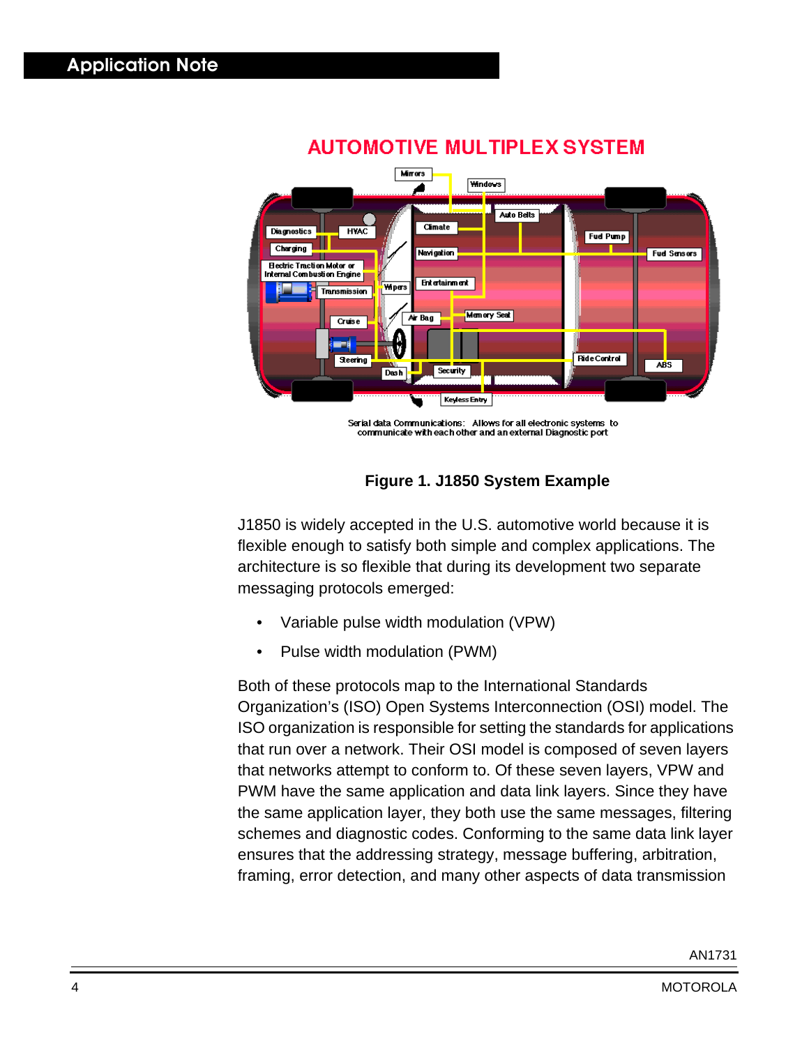**Figure 1. J1850 System Example**

J1850 is widely accepted in the U.S. automotive world because it is flexible enough to satisfy both simple and complex applications. The architecture is so flexible that during its development two separate messaging protocols emerged:

- Variable pulse width modulation (VPW)
- Pulse width modulation (PWM)

Both of these protocols map to the International Standards Organization's (ISO) Open Systems Interconnection (OSI) model. The ISO organization is responsible for setting the standards for applications that run over a network. Their OSI model is composed of seven layers that networks attempt to conform to. Of these seven layers, VPW and PWM have the same application and data link layers. Since they have the same application layer, they both use the same messages, filtering schemes and diagnostic codes. Conforming to the same data link layer ensures that the addressing strategy, message buffering, arbitration, framing, error detection, and many other aspects of data transmission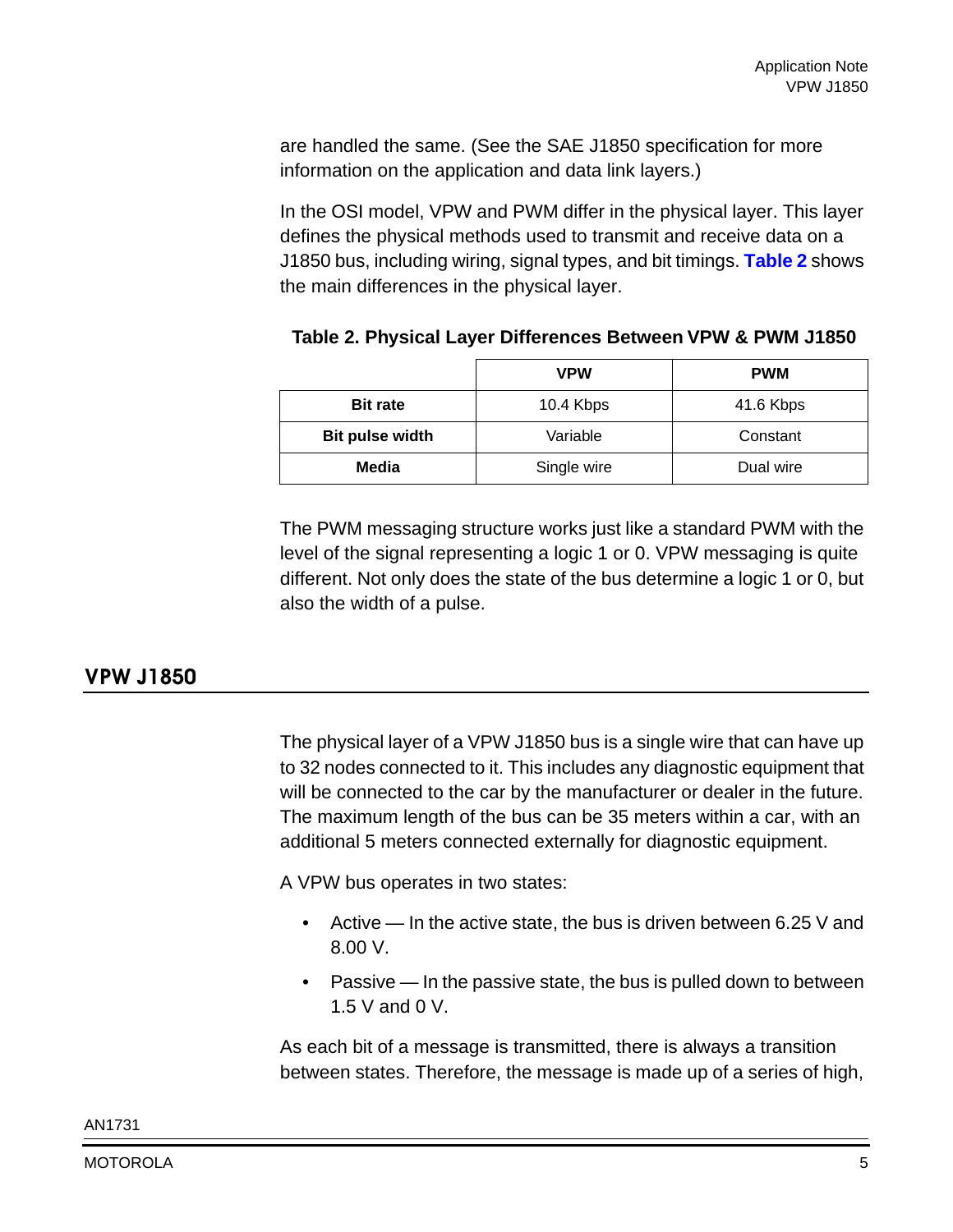are handled the same. (See the SAE J1850 specification for more information on the application and data link layers.)

In the OSI model, VPW and PWM differ in the physical layer. This layer defines the physical methods used to transmit and receive data on a J1850 bus, including wiring, signal types, and bit timings. **Table 2** shows the main differences in the physical layer.

**Table 2. Physical Layer Differences Between VPW & PWM J1850**

| | VPW | PWM |
|---|---|---|
| **Bit rate** | 10.4 Kbps | 41.6 Kbps |
| **Bit pulse width** | Variable | Constant |
| **Media** | Single wire | Dual wire |

The PWM messaging structure works just like a standard PWM with the level of the signal representing a logic 1 or 0. VPW messaging is quite different. Not only does the state of the bus determine a logic 1 or 0, but also the width of a pulse.

## VPW J1850

The physical layer of a VPW J1850 bus is a single wire that can have up to 32 nodes connected to it. This includes any diagnostic equipment that will be connected to the car by the manufacturer or dealer in the future. The maximum length of the bus can be 35 meters within a car, with an additional 5 meters connected externally for diagnostic equipment.

A VPW bus operates in two states:

- Active — In the active state, the bus is driven between 6.25 V and 8.00 V.
- Passive — In the passive state, the bus is pulled down to between 1.5 V and 0 V.

As each bit of a message is transmitted, there is always a transition between states. Therefore, the message is made up of a series of high,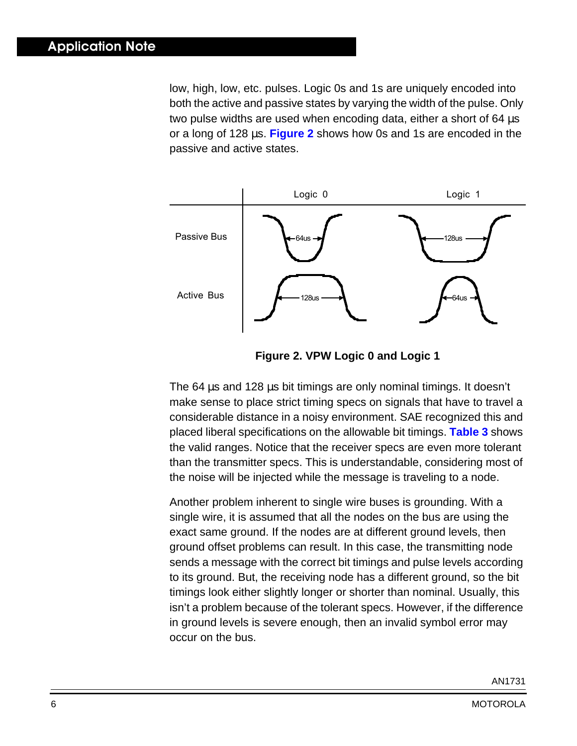low, high, low, etc. pulses. Logic 0s and 1s are uniquely encoded into both the active and passive states by varying the width of the pulse. Only two pulse widths are used when encoding data, either a short of 64 µs or a long of 128 µs. **Figure 2** shows how 0s and 1s are encoded in the passive and active states.

| | Logic 0 | Logic 1 |
|---|---|---|
| Passive Bus | 64us | 128us |
| Active Bus | 128us | 64us |

**Figure 2. VPW Logic 0 and Logic 1**

The 64 µs and 128 µs bit timings are only nominal timings. It doesn't make sense to place strict timing specs on signals that have to travel a considerable distance in a noisy environment. SAE recognized this and placed liberal specifications on the allowable bit timings. **Table 3** shows the valid ranges. Notice that the receiver specs are even more tolerant than the transmitter specs. This is understandable, considering most of the noise will be injected while the message is traveling to a node.

Another problem inherent to single wire buses is grounding. With a single wire, it is assumed that all the nodes on the bus are using the exact same ground. If the nodes are at different ground levels, then ground offset problems can result. In this case, the transmitting node sends a message with the correct bit timings and pulse levels according to its ground. But, the receiving node has a different ground, so the bit timings look either slightly longer or shorter than nominal. Usually, this isn't a problem because of the tolerant specs. However, if the difference in ground levels is severe enough, then an invalid symbol error may occur on the bus.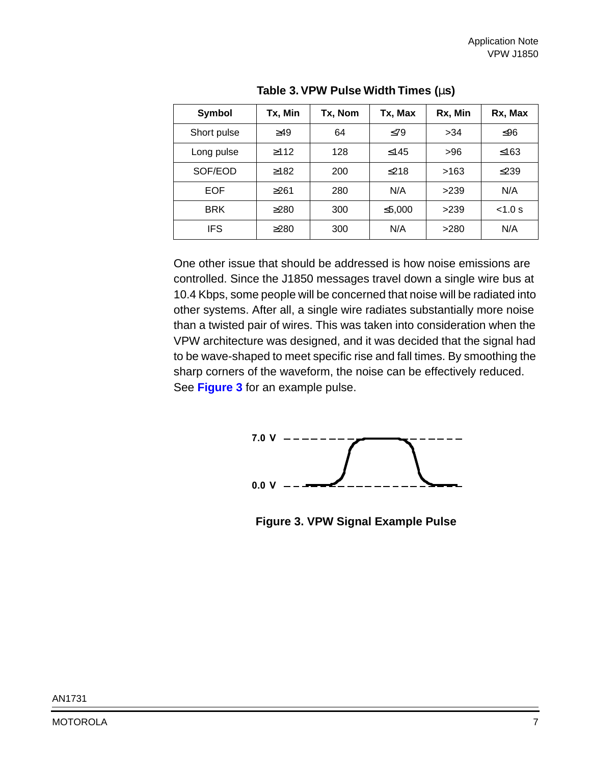Table 3. VPW Pulse Width Times (µs)

| Symbol | Tx, Min | Tx, Nom | Tx, Max | Rx, Min | Rx, Max |
|---|---|---|---|---|---|
| Short pulse | ≥49 | 64 | ≤79 | >34 | ≤96 |
| Long pulse | ≥112 | 128 | ≤145 | >96 | ≤163 |
| SOF/EOD | ≥182 | 200 | ≤218 | >163 | ≤239 |
| EOF | ≥261 | 280 | N/A | >239 | N/A |
| BRK | ≥280 | 300 | ≤5,000 | >239 | <1.0 s |
| IFS | ≥280 | 300 | N/A | >280 | N/A |

One other issue that should be addressed is how noise emissions are controlled. Since the J1850 messages travel down a single wire bus at 10.4 Kbps, some people will be concerned that noise will be radiated into other systems. After all, a single wire radiates substantially more noise than a twisted pair of wires. This was taken into consideration when the VPW architecture was designed, and it was decided that the signal had to be wave-shaped to meet specific rise and fall times. By smoothing the sharp corners of the waveform, the noise can be effectively reduced. See **Figure 3** for an example pulse.

7.0 V

0.0 V

**Figure 3. VPW Signal Example Pulse**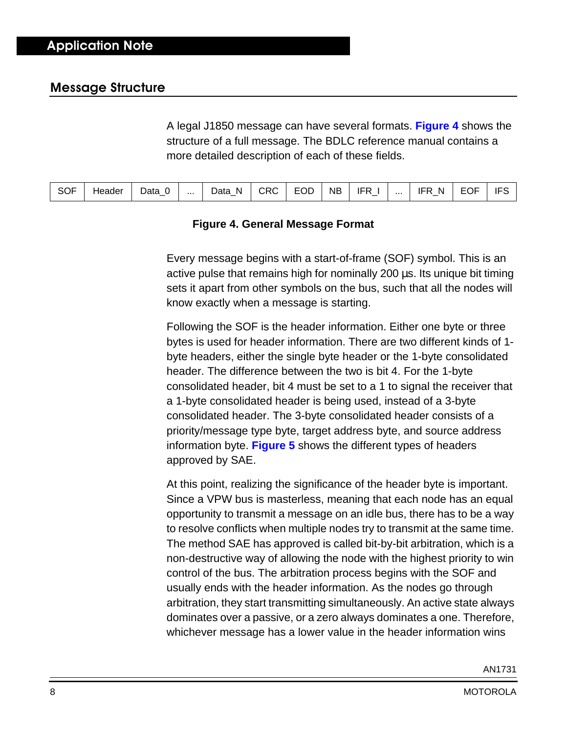## Message Structure

A legal J1850 message can have several formats. **Figure 4** shows the structure of a full message. The BDLC reference manual contains a more detailed description of each of these fields.

| SOF | Header | Data_0 | ... | Data_N | CRC | EOD | NB | IFR_I | ... | IFR_N | EOF | IFS |
|---|---|---|---|---|---|---|---|---|---|---|---|---|

**Figure 4. General Message Format**

Every message begins with a start-of-frame (SOF) symbol. This is an active pulse that remains high for nominally 200 µs. Its unique bit timing sets it apart from other symbols on the bus, such that all the nodes will know exactly when a message is starting.

Following the SOF is the header information. Either one byte or three bytes is used for header information. There are two different kinds of 1-byte headers, either the single byte header or the 1-byte consolidated header. The difference between the two is bit 4. For the 1-byte consolidated header, bit 4 must be set to a 1 to signal the receiver that a 1-byte consolidated header is being used, instead of a 3-byte consolidated header. The 3-byte consolidated header consists of a priority/message type byte, target address byte, and source address information byte. **Figure 5** shows the different types of headers approved by SAE.

At this point, realizing the significance of the header byte is important. Since a VPW bus is masterless, meaning that each node has an equal opportunity to transmit a message on an idle bus, there has to be a way to resolve conflicts when multiple nodes try to transmit at the same time. The method SAE has approved is called bit-by-bit arbitration, which is a non-destructive way of allowing the node with the highest priority to win control of the bus. The arbitration process begins with the SOF and usually ends with the header information. As the nodes go through arbitration, they start transmitting simultaneously. An active state always dominates over a passive, or a zero always dominates a one. Therefore, whichever message has a lower value in the header information wins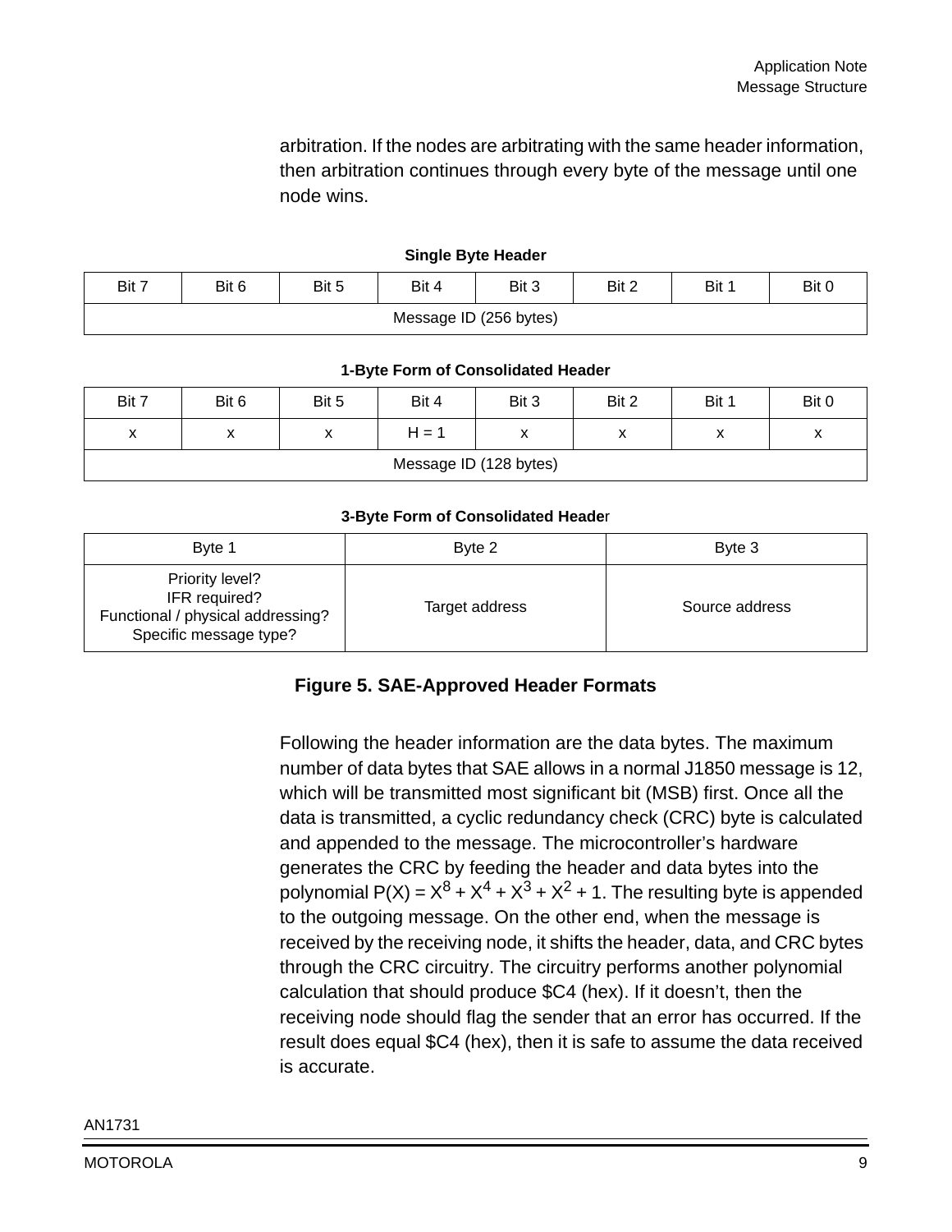arbitration. If the nodes are arbitrating with the same header information, then arbitration continues through every byte of the message until one node wins.

**Single Byte Header**

| Bit 7 | Bit 6 | Bit 5 | Bit 4 | Bit 3 | Bit 2 | Bit 1 | Bit 0 |
|---|---|---|---|---|---|---|---|
| Message ID (256 bytes) | | | | | | | |

**1-Byte Form of Consolidated Header**

| Bit 7 | Bit 6 | Bit 5 | Bit 4 | Bit 3 | Bit 2 | Bit 1 | Bit 0 |
|---|---|---|---|---|---|---|---|
| x | x | x | H = 1 | x | x | x | x |
| Message ID (128 bytes) | | | | | | | |

**3-Byte Form of Consolidated Header**

| Byte 1 | Byte 2 | Byte 3 |
|---|---|---|
| Priority level?<br>IFR required?<br>Functional / physical addressing?<br>Specific message type? | Target address | Source address |

**Figure 5. SAE-Approved Header Formats**

Following the header information are the data bytes. The maximum number of data bytes that SAE allows in a normal J1850 message is 12, which will be transmitted most significant bit (MSB) first. Once all the data is transmitted, a cyclic redundancy check (CRC) byte is calculated and appended to the message. The microcontroller's hardware generates the CRC by feeding the header and data bytes into the polynomial $P(X) = X^8 + X^4 + X^3 + X^2 + 1$. The resulting byte is appended to the outgoing message. On the other end, when the message is received by the receiving node, it shifts the header, data, and CRC bytes through the CRC circuitry. The circuitry performs another polynomial calculation that should produce $C4 (hex). If it doesn't, then the receiving node should flag the sender that an error has occurred. If the result does equal $C4 (hex), then it is safe to assume the data received is accurate.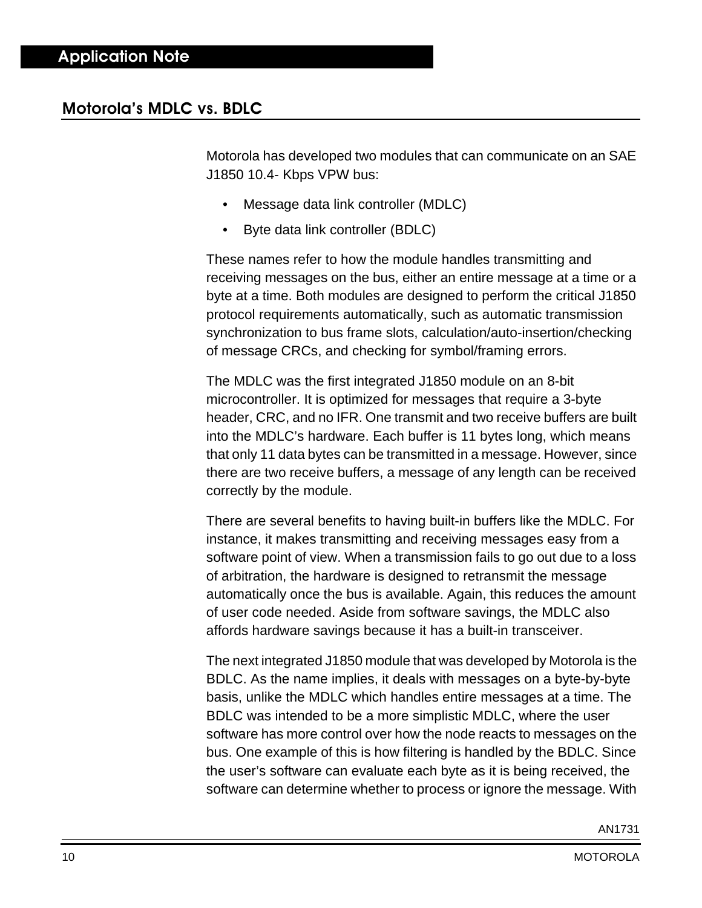## Motorola's MDLC vs. BDLC

Motorola has developed two modules that can communicate on an SAE J1850 10.4- Kbps VPW bus:

- Message data link controller (MDLC)
- Byte data link controller (BDLC)

These names refer to how the module handles transmitting and receiving messages on the bus, either an entire message at a time or a byte at a time. Both modules are designed to perform the critical J1850 protocol requirements automatically, such as automatic transmission synchronization to bus frame slots, calculation/auto-insertion/checking of message CRCs, and checking for symbol/framing errors.

The MDLC was the first integrated J1850 module on an 8-bit microcontroller. It is optimized for messages that require a 3-byte header, CRC, and no IFR. One transmit and two receive buffers are built into the MDLC's hardware. Each buffer is 11 bytes long, which means that only 11 data bytes can be transmitted in a message. However, since there are two receive buffers, a message of any length can be received correctly by the module.

There are several benefits to having built-in buffers like the MDLC. For instance, it makes transmitting and receiving messages easy from a software point of view. When a transmission fails to go out due to a loss of arbitration, the hardware is designed to retransmit the message automatically once the bus is available. Again, this reduces the amount of user code needed. Aside from software savings, the MDLC also affords hardware savings because it has a built-in transceiver.

The next integrated J1850 module that was developed by Motorola is the BDLC. As the name implies, it deals with messages on a byte-by-byte basis, unlike the MDLC which handles entire messages at a time. The BDLC was intended to be a more simplistic MDLC, where the user software has more control over how the node reacts to messages on the bus. One example of this is how filtering is handled by the BDLC. Since the user's software can evaluate each byte as it is being received, the software can determine whether to process or ignore the message. With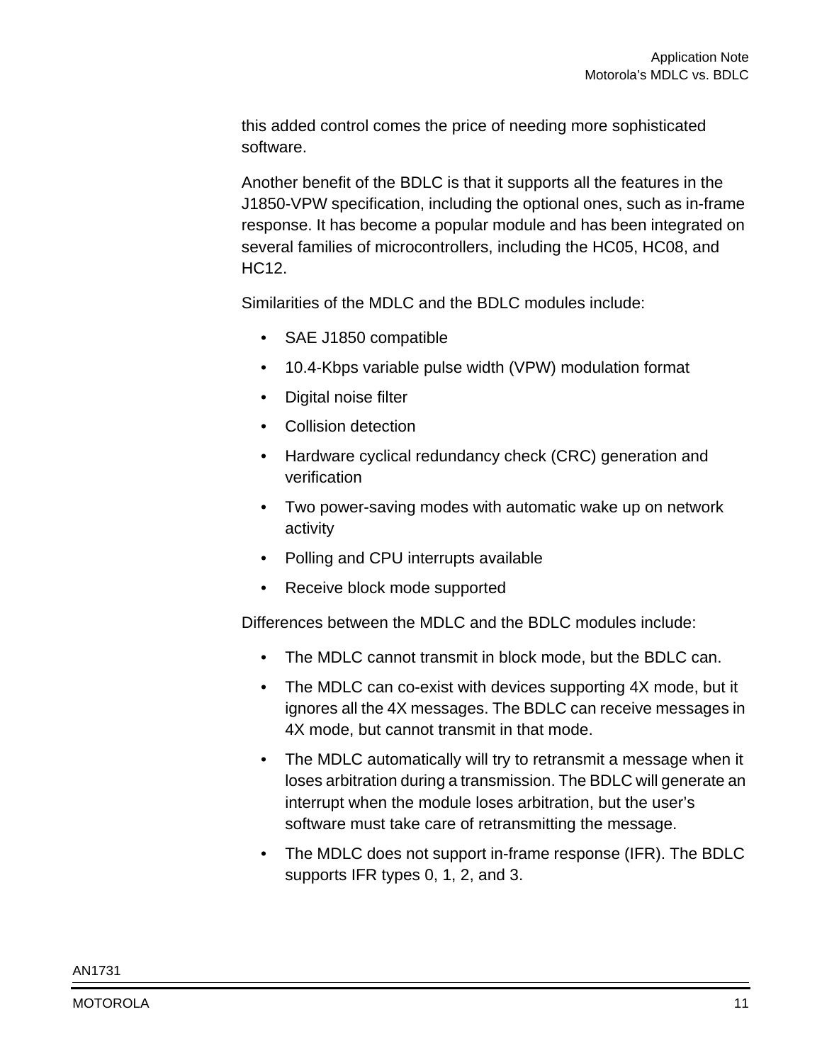this added control comes the price of needing more sophisticated software.

Another benefit of the BDLC is that it supports all the features in the J1850-VPW specification, including the optional ones, such as in-frame response. It has become a popular module and has been integrated on several families of microcontrollers, including the HC05, HC08, and HC12.

Similarities of the MDLC and the BDLC modules include:

- SAE J1850 compatible
- 10.4-Kbps variable pulse width (VPW) modulation format
- Digital noise filter
- Collision detection
- Hardware cyclical redundancy check (CRC) generation and verification
- Two power-saving modes with automatic wake up on network activity
- Polling and CPU interrupts available
- Receive block mode supported

Differences between the MDLC and the BDLC modules include:

- The MDLC cannot transmit in block mode, but the BDLC can.
- The MDLC can co-exist with devices supporting 4X mode, but it ignores all the 4X messages. The BDLC can receive messages in 4X mode, but cannot transmit in that mode.
- The MDLC automatically will try to retransmit a message when it loses arbitration during a transmission. The BDLC will generate an interrupt when the module loses arbitration, but the user's software must take care of retransmitting the message.
- The MDLC does not support in-frame response (IFR). The BDLC supports IFR types 0, 1, 2, and 3.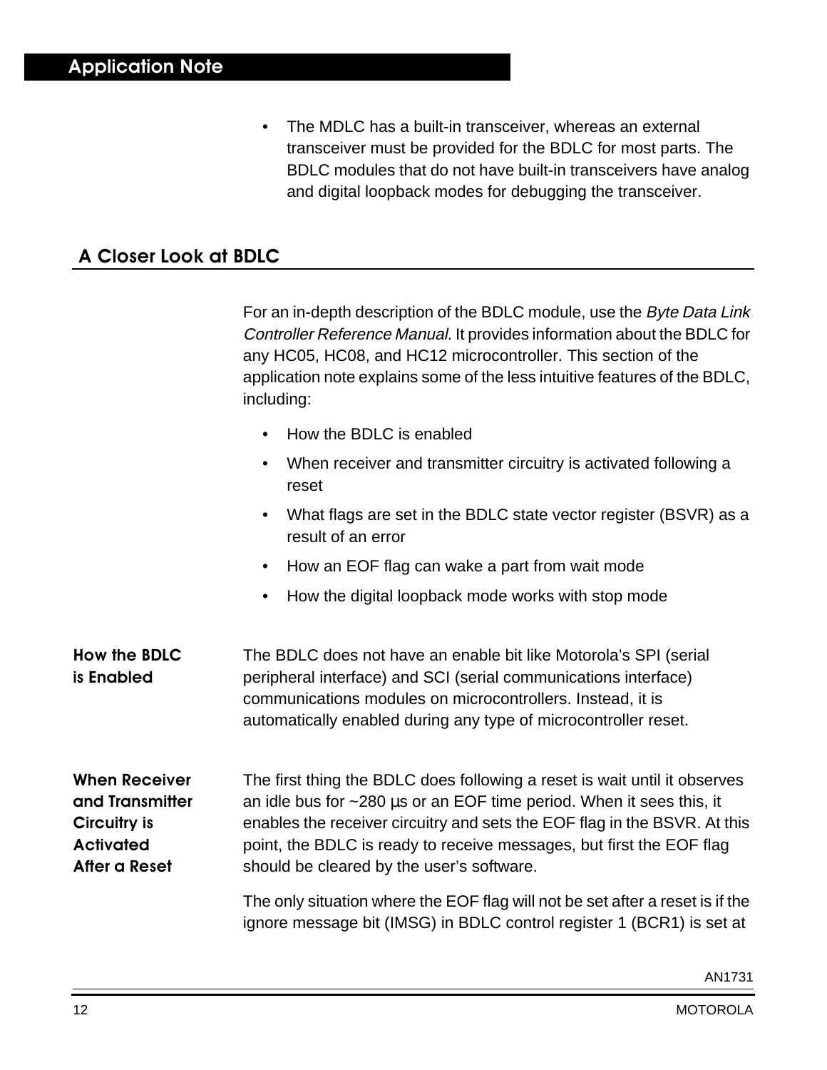- The MDLC has a built-in transceiver, whereas an external transceiver must be provided for the BDLC for most parts. The BDLC modules that do not have built-in transceivers have analog and digital loopback modes for debugging the transceiver.

## A Closer Look at BDLC

For an in-depth description of the BDLC module, use the *Byte Data Link Controller Reference Manual.* It provides information about the BDLC for any HC05, HC08, and HC12 microcontroller. This section of the application note explains some of the less intuitive features of the BDLC, including:

- How the BDLC is enabled
- When receiver and transmitter circuitry is activated following a reset
- What flags are set in the BDLC state vector register (BSVR) as a result of an error
- How an EOF flag can wake a part from wait mode
- How the digital loopback mode works with stop mode

### How the BDLC is Enabled

The BDLC does not have an enable bit like Motorola's SPI (serial peripheral interface) and SCI (serial communications interface) communications modules on microcontrollers. Instead, it is automatically enabled during any type of microcontroller reset.

### When Receiver and Transmitter Circuitry is Activated After a Reset

The first thing the BDLC does following a reset is wait until it observes an idle bus for ~280 µs or an EOF time period. When it sees this, it enables the receiver circuitry and sets the EOF flag in the BSVR. At this point, the BDLC is ready to receive messages, but first the EOF flag should be cleared by the user's software.

The only situation where the EOF flag will not be set after a reset is if the ignore message bit (IMSG) in BDLC control register 1 (BCR1) is set at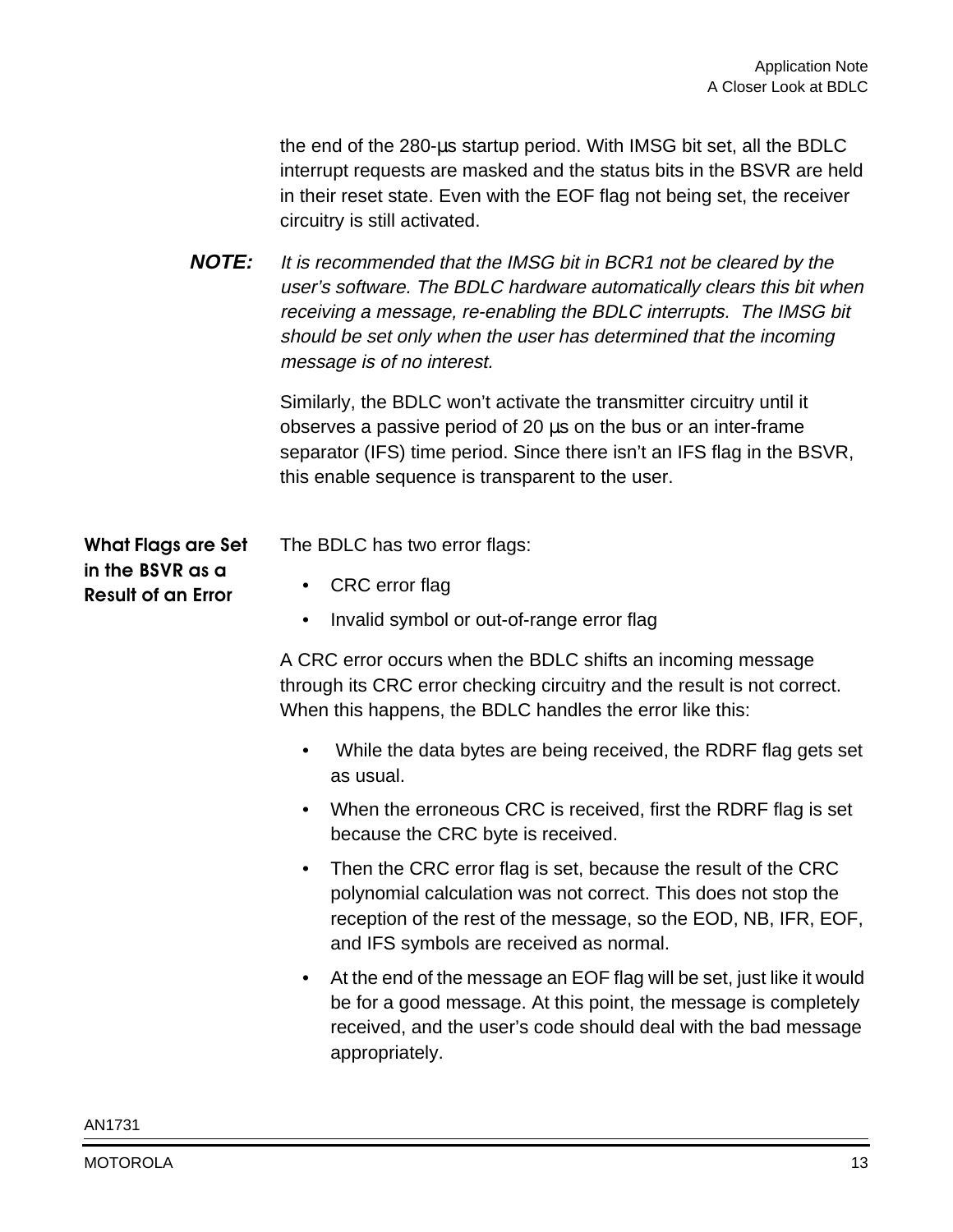the end of the 280-µs startup period. With IMSG bit set, all the BDLC interrupt requests are masked and the status bits in the BSVR are held in their reset state. Even with the EOF flag not being set, the receiver circuitry is still activated.

***NOTE:*** *It is recommended that the IMSG bit in BCR1 not be cleared by the user's software. The BDLC hardware automatically clears this bit when receiving a message, re-enabling the BDLC interrupts. The IMSG bit should be set only when the user has determined that the incoming message is of no interest.*

Similarly, the BDLC won't activate the transmitter circuitry until it observes a passive period of 20 µs on the bus or an inter-frame separator (IFS) time period. Since there isn't an IFS flag in the BSVR, this enable sequence is transparent to the user.

## What Flags are Set in the BSVR as a Result of an Error

The BDLC has two error flags:

- CRC error flag
- Invalid symbol or out-of-range error flag

A CRC error occurs when the BDLC shifts an incoming message through its CRC error checking circuitry and the result is not correct. When this happens, the BDLC handles the error like this:

- While the data bytes are being received, the RDRF flag gets set as usual.
- When the erroneous CRC is received, first the RDRF flag is set because the CRC byte is received.
- Then the CRC error flag is set, because the result of the CRC polynomial calculation was not correct. This does not stop the reception of the rest of the message, so the EOD, NB, IFR, EOF, and IFS symbols are received as normal.
- At the end of the message an EOF flag will be set, just like it would be for a good message. At this point, the message is completely received, and the user's code should deal with the bad message appropriately.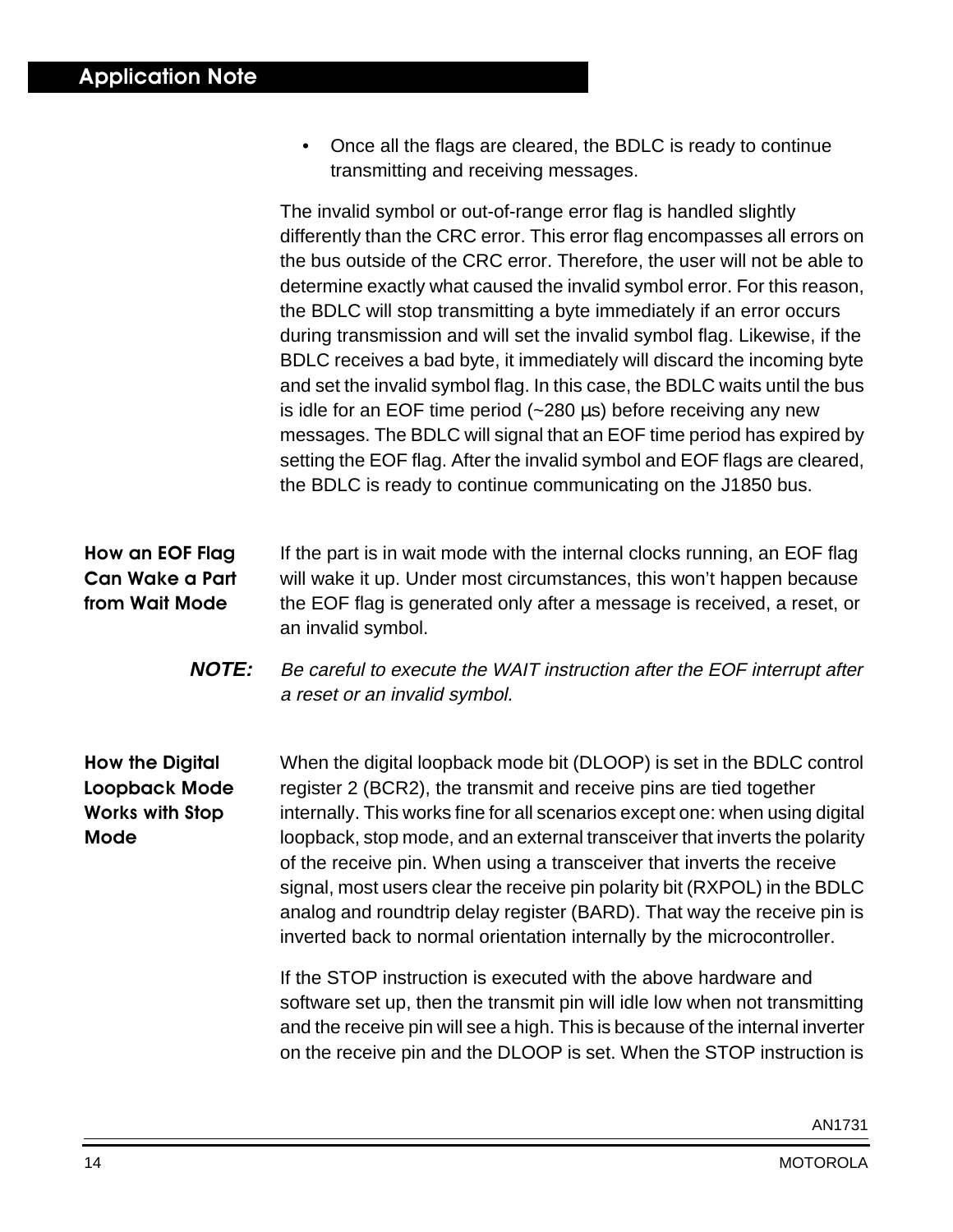- Once all the flags are cleared, the BDLC is ready to continue transmitting and receiving messages.

The invalid symbol or out-of-range error flag is handled slightly differently than the CRC error. This error flag encompasses all errors on the bus outside of the CRC error. Therefore, the user will not be able to determine exactly what caused the invalid symbol error. For this reason, the BDLC will stop transmitting a byte immediately if an error occurs during transmission and will set the invalid symbol flag. Likewise, if the BDLC receives a bad byte, it immediately will discard the incoming byte and set the invalid symbol flag. In this case, the BDLC waits until the bus is idle for an EOF time period (~280 μs) before receiving any new messages. The BDLC will signal that an EOF time period has expired by setting the EOF flag. After the invalid symbol and EOF flags are cleared, the BDLC is ready to continue communicating on the J1850 bus.

## How an EOF Flag Can Wake a Part from Wait Mode

If the part is in wait mode with the internal clocks running, an EOF flag will wake it up. Under most circumstances, this won't happen because the EOF flag is generated only after a message is received, a reset, or an invalid symbol.

***NOTE:*** *Be careful to execute the WAIT instruction after the EOF interrupt after a reset or an invalid symbol.*

## How the Digital Loopback Mode Works with Stop Mode

When the digital loopback mode bit (DLOOP) is set in the BDLC control register 2 (BCR2), the transmit and receive pins are tied together internally. This works fine for all scenarios except one: when using digital loopback, stop mode, and an external transceiver that inverts the polarity of the receive pin. When using a transceiver that inverts the receive signal, most users clear the receive pin polarity bit (RXPOL) in the BDLC analog and roundtrip delay register (BARD). That way the receive pin is inverted back to normal orientation internally by the microcontroller.

If the STOP instruction is executed with the above hardware and software set up, then the transmit pin will idle low when not transmitting and the receive pin will see a high. This is because of the internal inverter on the receive pin and the DLOOP is set. When the STOP instruction is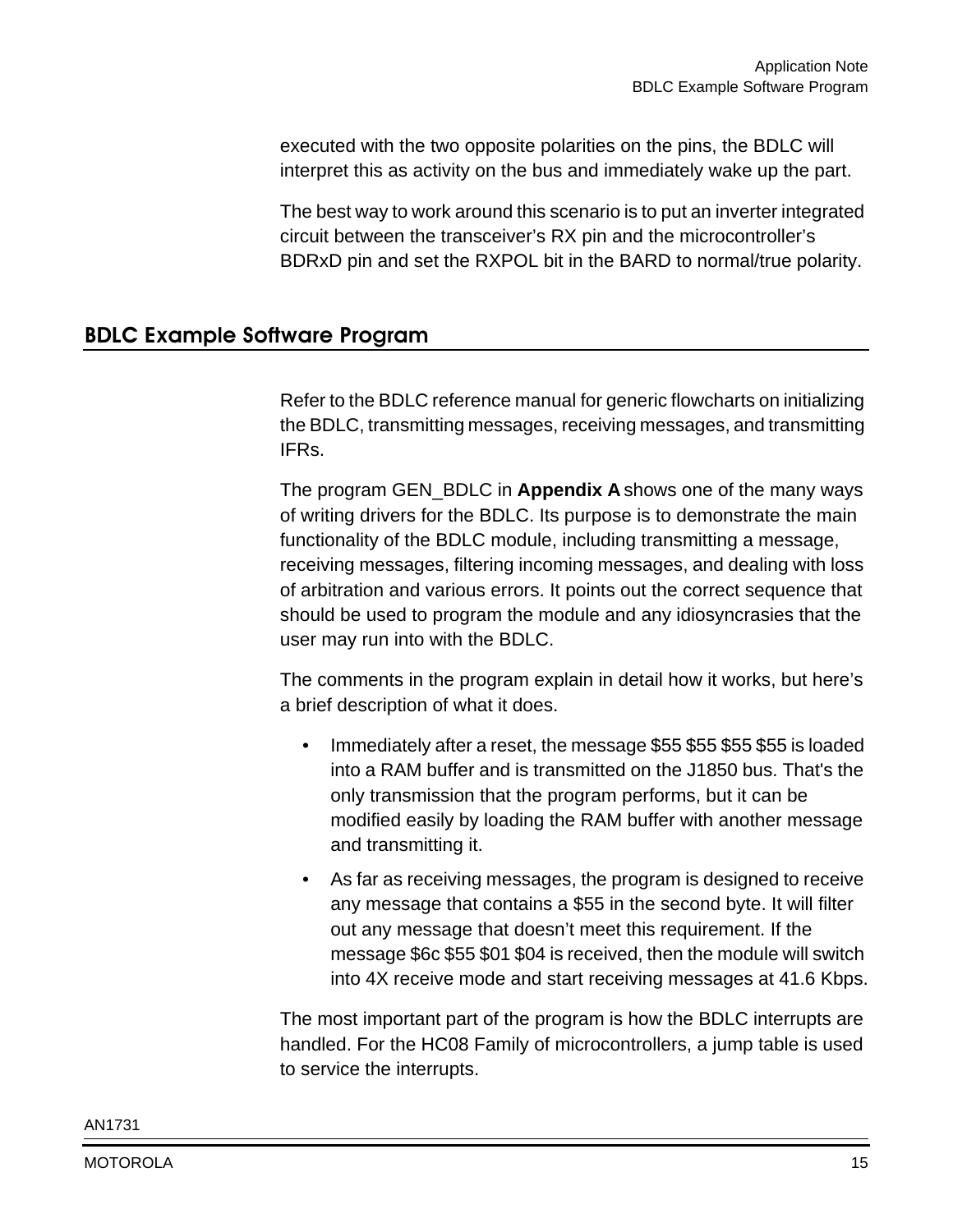executed with the two opposite polarities on the pins, the BDLC will interpret this as activity on the bus and immediately wake up the part.

The best way to work around this scenario is to put an inverter integrated circuit between the transceiver's RX pin and the microcontroller's BDRxD pin and set the RXPOL bit in the BARD to normal/true polarity.

## BDLC Example Software Program

Refer to the BDLC reference manual for generic flowcharts on initializing the BDLC, transmitting messages, receiving messages, and transmitting IFRs.

The program GEN_BDLC in **Appendix A** shows one of the many ways of writing drivers for the BDLC. Its purpose is to demonstrate the main functionality of the BDLC module, including transmitting a message, receiving messages, filtering incoming messages, and dealing with loss of arbitration and various errors. It points out the correct sequence that should be used to program the module and any idiosyncrasies that the user may run into with the BDLC.

The comments in the program explain in detail how it works, but here's a brief description of what it does.

- Immediately after a reset, the message $55 $55 $55 $55 is loaded into a RAM buffer and is transmitted on the J1850 bus. That's the only transmission that the program performs, but it can be modified easily by loading the RAM buffer with another message and transmitting it.
- As far as receiving messages, the program is designed to receive any message that contains a $55 in the second byte. It will filter out any message that doesn't meet this requirement. If the message $6c $55 $01 $04 is received, then the module will switch into 4X receive mode and start receiving messages at 41.6 Kbps.

The most important part of the program is how the BDLC interrupts are handled. For the HC08 Family of microcontrollers, a jump table is used to service the interrupts.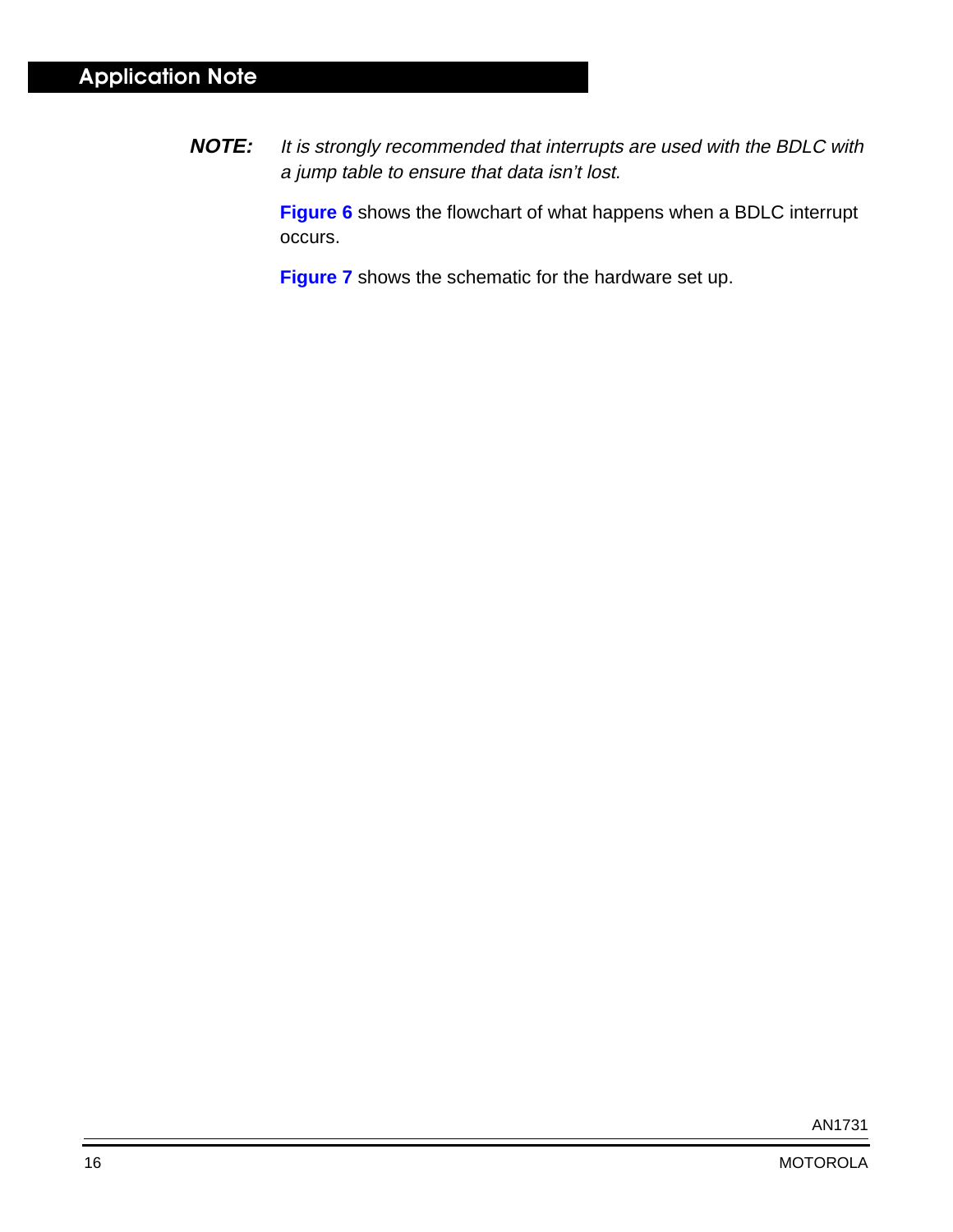***NOTE:*** *It is strongly recommended that interrupts are used with the BDLC with a jump table to ensure that data isn't lost.*

**Figure 6** shows the flowchart of what happens when a BDLC interrupt occurs.

**Figure 7** shows the schematic for the hardware set up.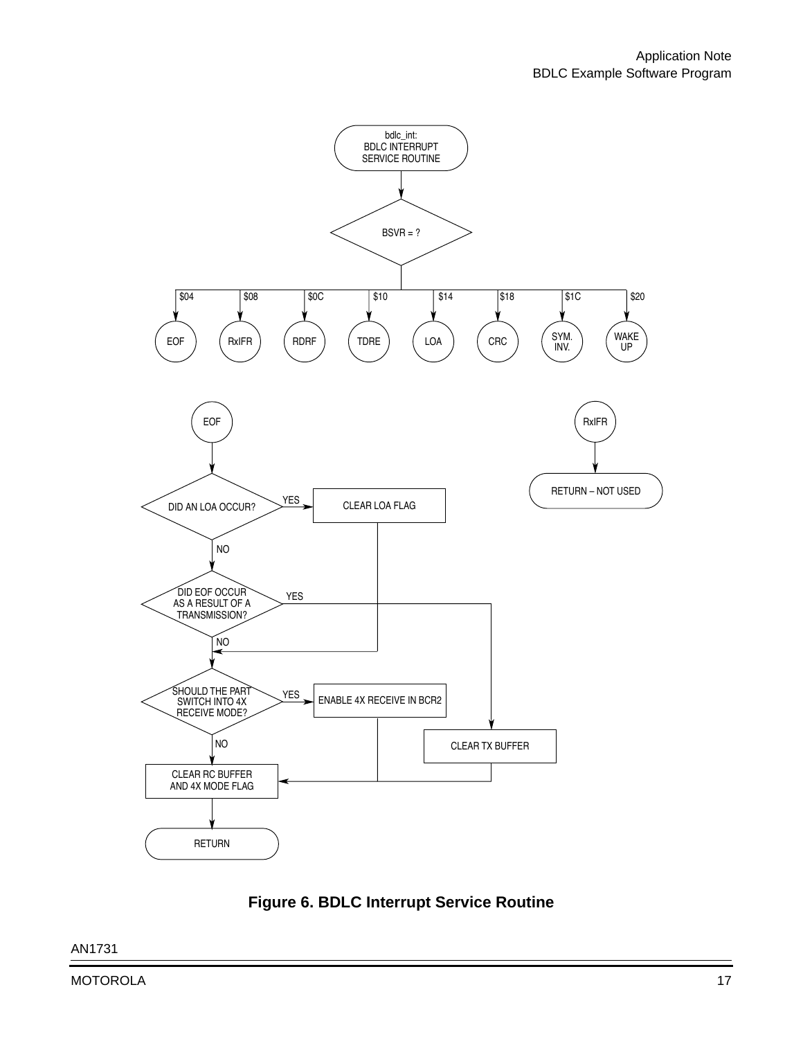bdlc_int:
BDLC INTERRUPT
SERVICE ROUTINE

BSVR = ?

$04 EOF

$08 RxIFR

$0C RDRF

$10 TDRE

$14 LOA

$18 CRC

$1C SYM. INV.

$20 WAKE UP

EOF

DID AN LOA OCCUR? — YES → CLEAR LOA FLAG

NO

DID EOF OCCUR AS A RESULT OF A TRANSMISSION? — YES → CLEAR TX BUFFER

NO

SHOULD THE PART SWITCH INTO 4X RECEIVE MODE? — YES → ENABLE 4X RECEIVE IN BCR2

NO

CLEAR RC BUFFER AND 4X MODE FLAG

RETURN

RxIFR

RETURN – NOT USED

**Figure 6. BDLC Interrupt Service Routine**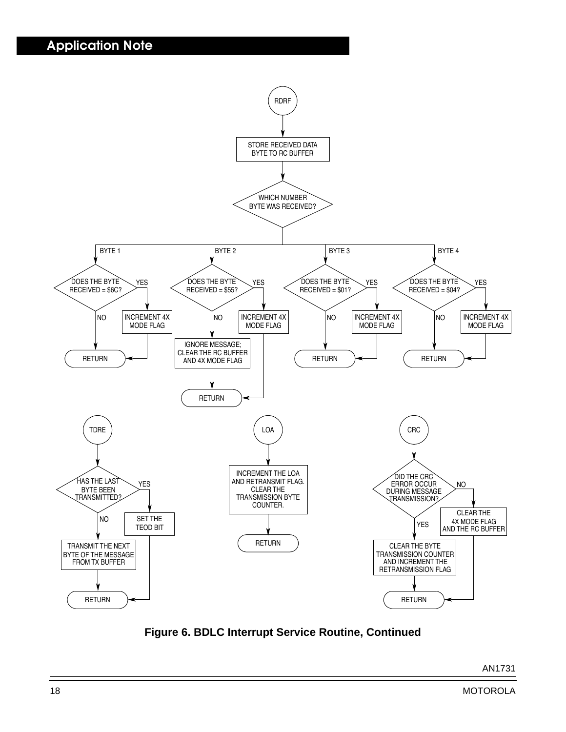RDRF

STORE RECEIVED DATA BYTE TO RC BUFFER

WHICH NUMBER BYTE WAS RECEIVED?

BYTE 1

DOES THE BYTE RECEIVED = $6C?

YES

INCREMENT 4X MODE FLAG

NO

RETURN

BYTE 2

DOES THE BYTE RECEIVED = $55?

YES

INCREMENT 4X MODE FLAG

NO

IGNORE MESSAGE; CLEAR THE RC BUFFER AND 4X MODE FLAG

RETURN

BYTE 3

DOES THE BYTE RECEIVED = $01?

YES

INCREMENT 4X MODE FLAG

NO

RETURN

BYTE 4

DOES THE BYTE RECEIVED = $04?

YES

INCREMENT 4X MODE FLAG

NO

RETURN

TDRE

HAS THE LAST BYTE BEEN TRANSMITTED?

YES

SET THE TEOD BIT

NO

TRANSMIT THE NEXT BYTE OF THE MESSAGE FROM TX BUFFER

RETURN

LOA

INCREMENT THE LOA AND RETRANSMIT FLAG. CLEAR THE TRANSMISSION BYTE COUNTER.

RETURN

CRC

DID THE CRC ERROR OCCUR DURING MESSAGE TRANSMISSION?

NO

CLEAR THE 4X MODE FLAG AND THE RC BUFFER

YES

CLEAR THE BYTE TRANSMISSION COUNTER AND INCREMENT THE RETRANSMISSION FLAG

RETURN

**Figure 6. BDLC Interrupt Service Routine, Continued**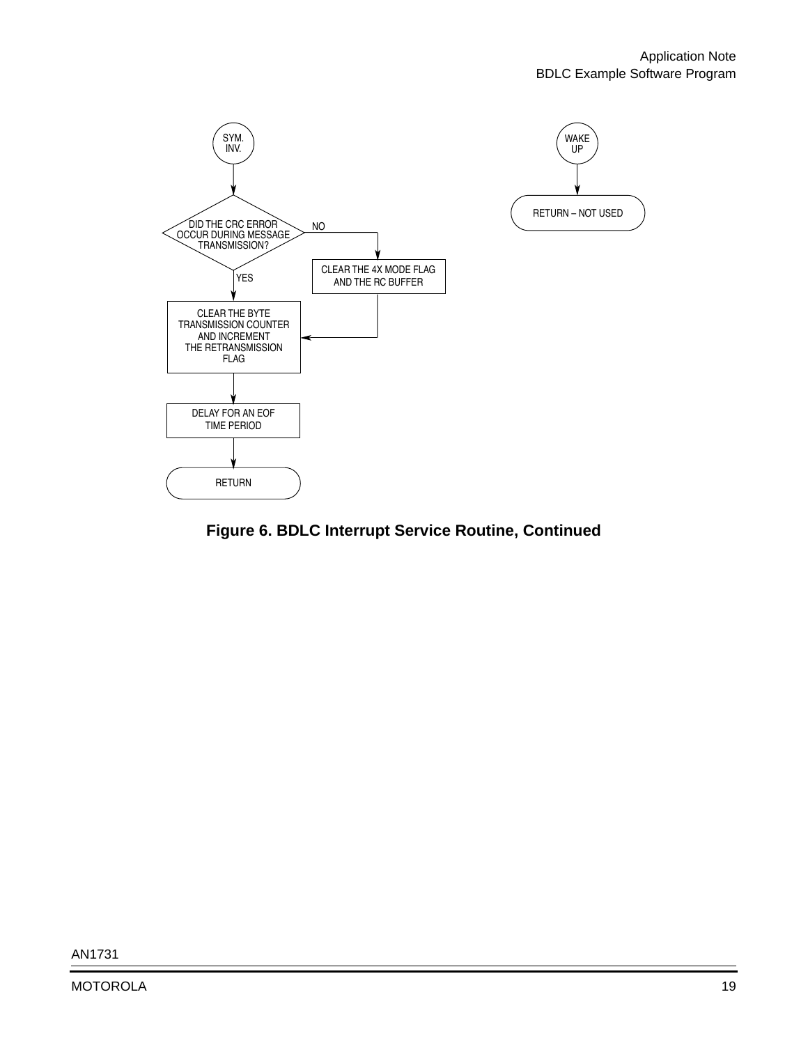SYM. INV.

DID THE CRC ERROR OCCUR DURING MESSAGE TRANSMISSION?

NO

CLEAR THE 4X MODE FLAG AND THE RC BUFFER

YES

CLEAR THE BYTE TRANSMISSION COUNTER AND INCREMENT THE RETRANSMISSION FLAG

DELAY FOR AN EOF TIME PERIOD

RETURN

WAKE UP

RETURN – NOT USED

**Figure 6. BDLC Interrupt Service Routine, Continued**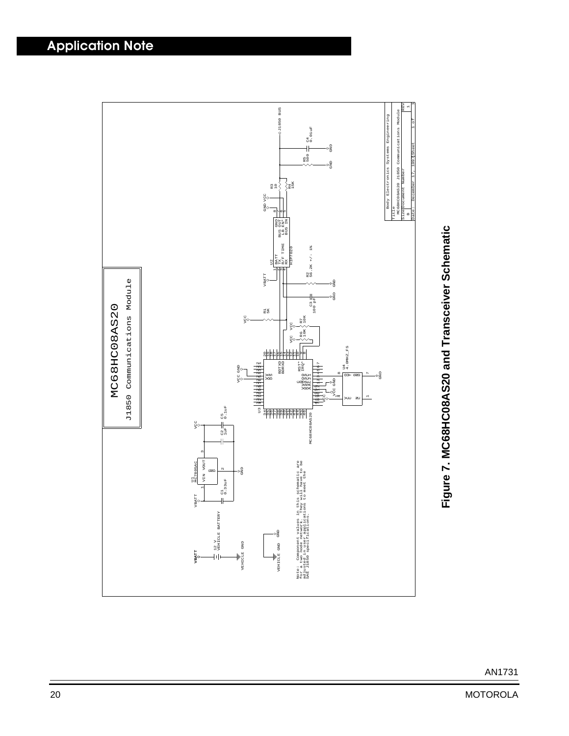## Application Note

MC68HC08AS20

J1850 Communications Module

Note: Component values in this schematic are for a two node network. They will have to be adjusted in user applications to meet the SAE J1850 specifications.

| Body Electronics Systems Engineering | | |
|---|---|---|
| Title: MC68HC08AS20 J1850 Communications Module | | |
| Size: B | Document Number | REV: 1 |
| Date: December 17, 1997 | Sheet 1 of 1 | |

**Figure 7. MC68HC08AS20 and Transceiver Schematic**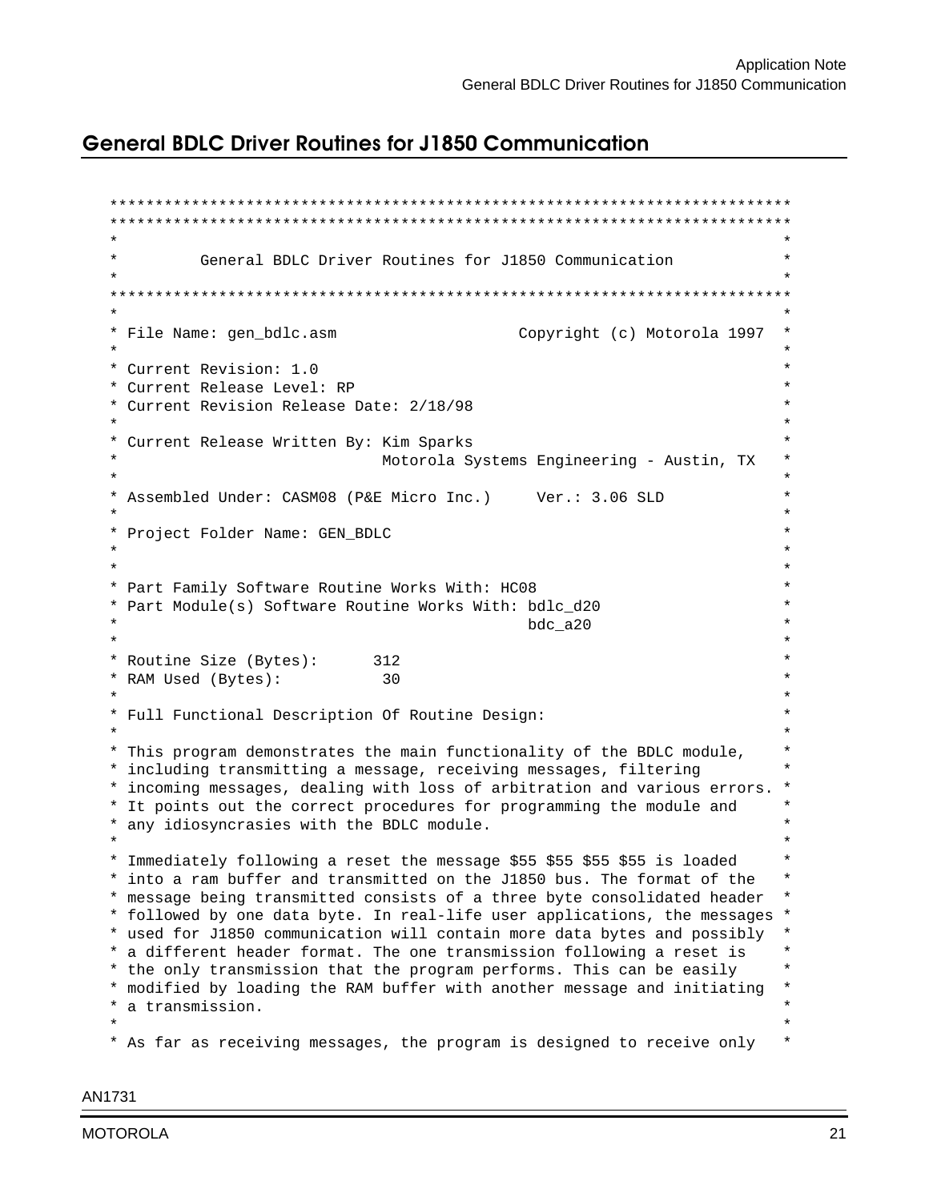## General BDLC Driver Routines for J1850 Communication

```
***************************************************************************
***************************************************************************
*                                                                         *
*         General BDLC Driver Routines for J1850 Communication            *
*                                                                         *
***************************************************************************
*                                                                         *
* File Name: gen_bdlc.asm                    Copyright (c) Motorola 1997  *
*                                                                         *
* Current Revision: 1.0                                                   *
* Current Release Level: RP                                               *
* Current Revision Release Date: 2/18/98                                  *
*                                                                         *
* Current Release Written By: Kim Sparks                                  *
*                           Motorola Systems Engineering - Austin, TX     *
*                                                                         *
* Assembled Under: CASM08 (P&E Micro Inc.)     Ver.: 3.06 SLD             *
*                                                                         *
* Project Folder Name: GEN_BDLC                                           *
*                                                                         *
*                                                                         *
* Part Family Software Routine Works With: HC08                           *
* Part Module(s) Software Routine Works With: bdlc_d20                    *
*                                             bdc_a20                     *
*                                                                         *
* Routine Size (Bytes):      312                                          *
* RAM Used (Bytes):           30                                          *
*                                                                         *
* Full Functional Description Of Routine Design:                          *
*                                                                         *
* This program demonstrates the main functionality of the BDLC module,    *
* including transmitting a message, receiving messages, filtering         *
* incoming messages, dealing with loss of arbitration and various errors. *
* It points out the correct procedures for programming the module and     *
* any idiosyncrasies with the BDLC module.                                *
*                                                                         *
* Immediately following a reset the message $55 $55 $55 $55 is loaded     *
* into a ram buffer and transmitted on the J1850 bus. The format of the   *
* message being transmitted consists of a three byte consolidated header  *
* followed by one data byte. In real-life user applications, the messages *
* used for J1850 communication will contain more data bytes and possibly  *
* a different header format. The one transmission following a reset is    *
* the only transmission that the program performs. This can be easily     *
* modified by loading the RAM buffer with another message and initiating  *
* a transmission.                                                         *
*                                                                         *
* As far as receiving messages, the program is designed to receive only   *
```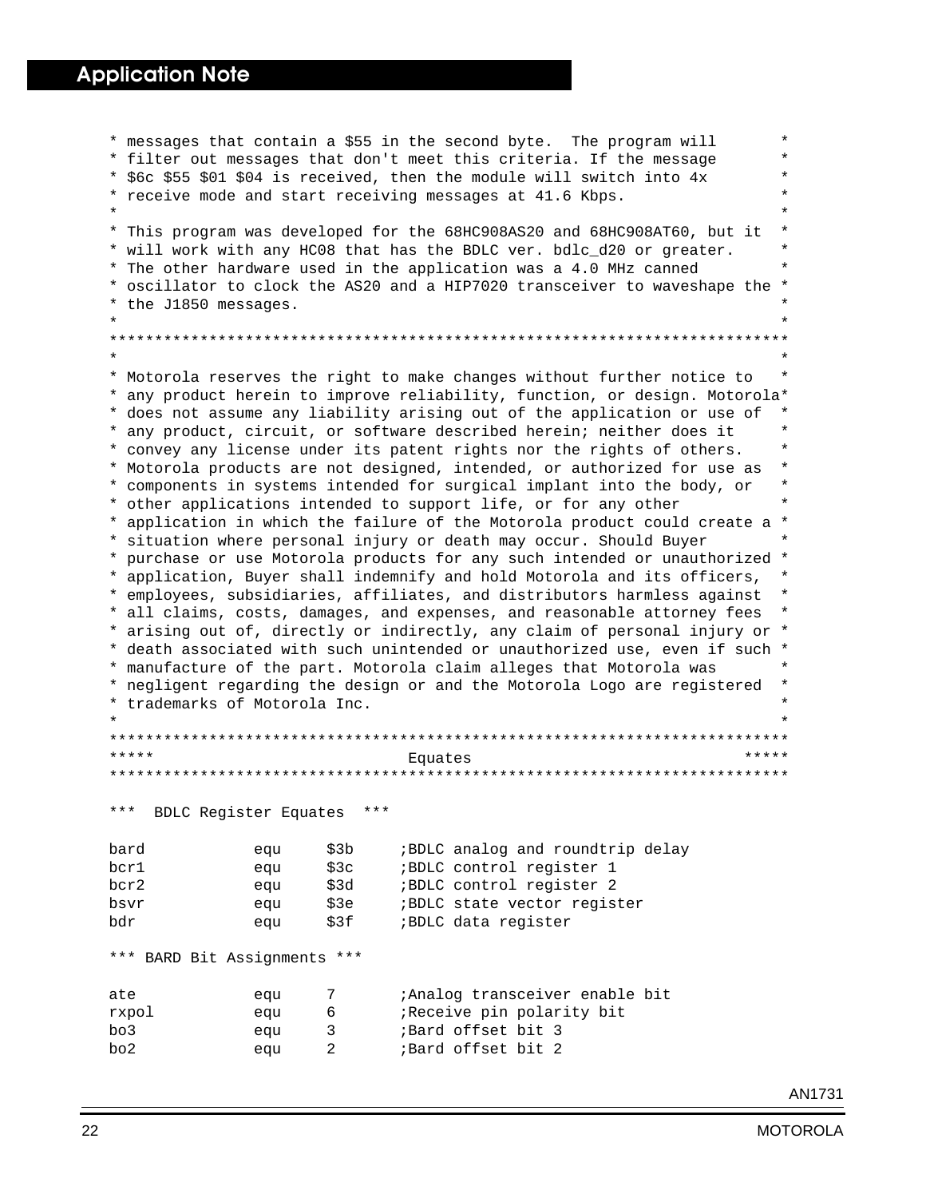```
* messages that contain a $55 in the second byte.  The program will       *
* filter out messages that don't meet this criteria. If the message       *
* $6c $55 $01 $04 is received, then the module will switch into 4x        *
* receive mode and start receiving messages at 41.6 Kbps.                 *
*                                                                         *
* This program was developed for the 68HC908AS20 and 68HC908AT60, but it  *
* will work with any HC08 that has the BDLC ver. bdlc_d20 or greater.     *
* The other hardware used in the application was a 4.0 MHz canned         *
* oscillator to clock the AS20 and a HIP7020 transceiver to waveshape the *
* the J1850 messages.                                                     *
*                                                                         *
***************************************************************************
*                                                                         *
* Motorola reserves the right to make changes without further notice to   *
* any product herein to improve reliability, function, or design. Motorola*
* does not assume any liability arising out of the application or use of  *
* any product, circuit, or software described herein; neither does it     *
* convey any license under its patent rights nor the rights of others.    *
* Motorola products are not designed, intended, or authorized for use as  *
* components in systems intended for surgical implant into the body, or   *
* other applications intended to support life, or for any other           *
* application in which the failure of the Motorola product could create a *
* situation where personal injury or death may occur. Should Buyer        *
* purchase or use Motorola products for any such intended or unauthorized *
* application, Buyer shall indemnify and hold Motorola and its officers,  *
* employees, subsidiaries, affiliates, and distributors harmless against  *
* all claims, costs, damages, and expenses, and reasonable attorney fees  *
* arising out of, directly or indirectly, any claim of personal injury or *
* death associated with such unintended or unauthorized use, even if such *
* manufacture of the part. Motorola claim alleges that Motorola was       *
* negligent regarding the design or and the Motorola Logo are registered  *
* trademarks of Motorola Inc.                                             *
*                                                                         *
***************************************************************************
*****                         Equates                                 *****
***************************************************************************

***  BDLC Register Equates  ***

bard            equ     $3b     ;BDLC analog and roundtrip delay
bcr1            equ     $3c     ;BDLC control register 1
bcr2            equ     $3d     ;BDLC control register 2
bsvr            equ     $3e     ;BDLC state vector register
bdr             equ     $3f     ;BDLC data register

*** BARD Bit Assignments ***

ate             equ     7       ;Analog transceiver enable bit
rxpol           equ     6       ;Receive pin polarity bit
bo3             equ     3       ;Bard offset bit 3
bo2             equ     2       ;Bard offset bit 2
```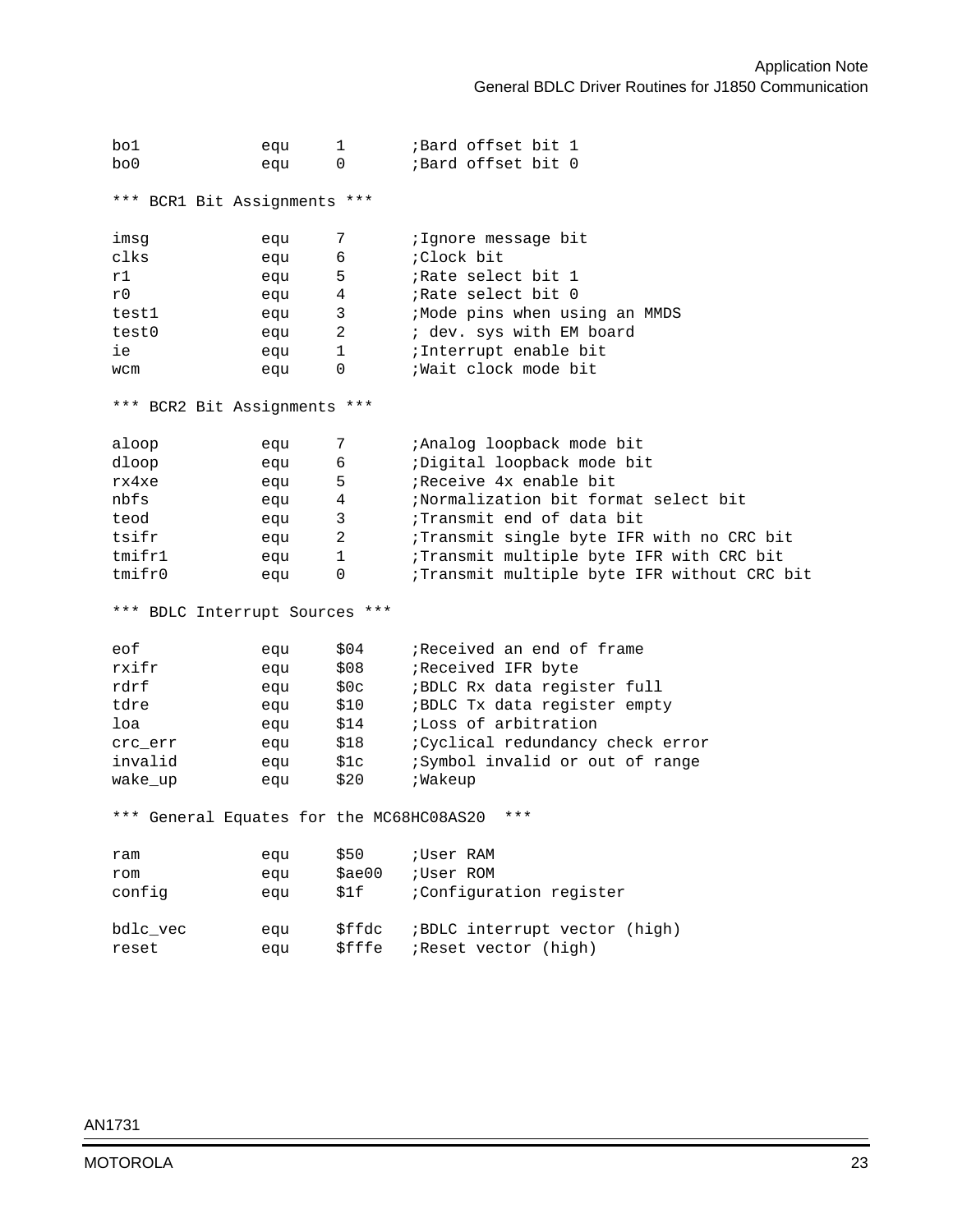```
bo1             equ     1       ;Bard offset bit 1
bo0             equ     0       ;Bard offset bit 0

*** BCR1 Bit Assignments ***

imsg            equ     7       ;Ignore message bit
clks            equ     6       ;Clock bit
r1              equ     5       ;Rate select bit 1
r0              equ     4       ;Rate select bit 0
test1           equ     3       ;Mode pins when using an MMDS
test0           equ     2       ; dev. sys with EM board
ie              equ     1       ;Interrupt enable bit
wcm             equ     0       ;Wait clock mode bit

*** BCR2 Bit Assignments ***

aloop           equ     7       ;Analog loopback mode bit
dloop           equ     6       ;Digital loopback mode bit
rx4xe           equ     5       ;Receive 4x enable bit
nbfs            equ     4       ;Normalization bit format select bit
teod            equ     3       ;Transmit end of data bit
tsifr           equ     2       ;Transmit single byte IFR with no CRC bit
tmifr1          equ     1       ;Transmit multiple byte IFR with CRC bit
tmifr0          equ     0       ;Transmit multiple byte IFR without CRC bit

*** BDLC Interrupt Sources ***

eof             equ     $04     ;Received an end of frame
rxifr           equ     $08     ;Received IFR byte
rdrf            equ     $0c     ;BDLC Rx data register full
tdre            equ     $10     ;BDLC Tx data register empty
loa             equ     $14     ;Loss of arbitration
crc_err         equ     $18     ;Cyclical redundancy check error
invalid         equ     $1c     ;Symbol invalid or out of range
wake_up         equ     $20     ;Wakeup

*** General Equates for the MC68HC08AS20  ***

ram             equ     $50     ;User RAM
rom             equ     $ae00   ;User ROM
config          equ     $1f     ;Configuration register

bdlc_vec        equ     $ffdc   ;BDLC interrupt vector (high)
reset           equ     $fffe   ;Reset vector (high)
```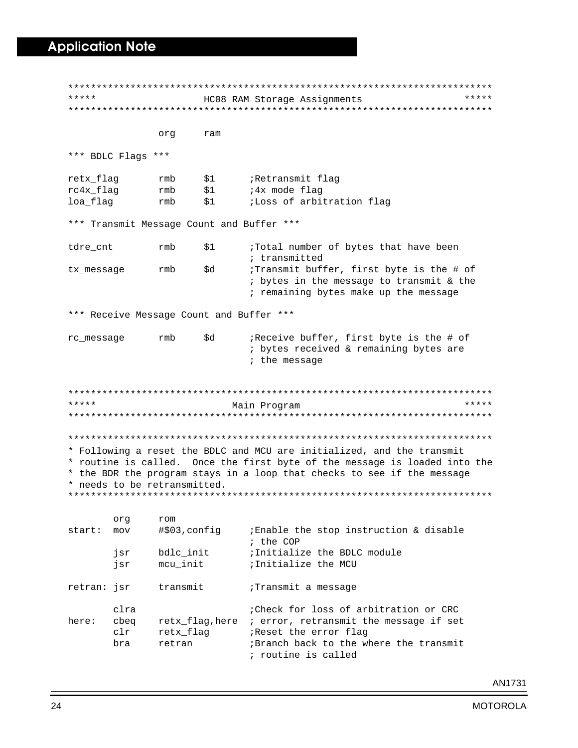```
***************************************************************************
*****                   HC08 RAM Storage Assignments                   *****
***************************************************************************

                org     ram

*** BDLC Flags ***

retx_flag       rmb     $1      ;Retransmit flag
rc4x_flag       rmb     $1      ;4x mode flag
loa_flag        rmb     $1      ;Loss of arbitration flag

*** Transmit Message Count and Buffer ***

tdre_cnt        rmb     $1      ;Total number of bytes that have been
                                ; transmitted
tx_message      rmb     $d      ;Transmit buffer, first byte is the # of
                                ; bytes in the message to transmit & the
                                ; remaining bytes make up the message

*** Receive Message Count and Buffer ***

rc_message      rmb     $d      ;Receive buffer, first byte is the # of
                                ; bytes received & remaining bytes are
                                ; the message


***************************************************************************
*****                          Main Program                            *****
***************************************************************************

***************************************************************************
* Following a reset the BDLC and MCU are initialized, and the transmit
* routine is called.  Once the first byte of the message is loaded into the
* the BDR the program stays in a loop that checks to see if the message
* needs to be retransmitted.
***************************************************************************

        org     rom
start:  mov     #$03,config     ;Enable the stop instruction & disable
                                ; the COP
        jsr     bdlc_init       ;Initialize the BDLC module
        jsr     mcu_init        ;Initialize the MCU

retran: jsr     transmit        ;Transmit a message

        clra                    ;Check for loss of arbitration or CRC
here:   cbeq    retx_flag,here  ; error, retransmit the message if set
        clr     retx_flag       ;Reset the error flag
        bra     retran          ;Branch back to the where the transmit
                                ; routine is called
```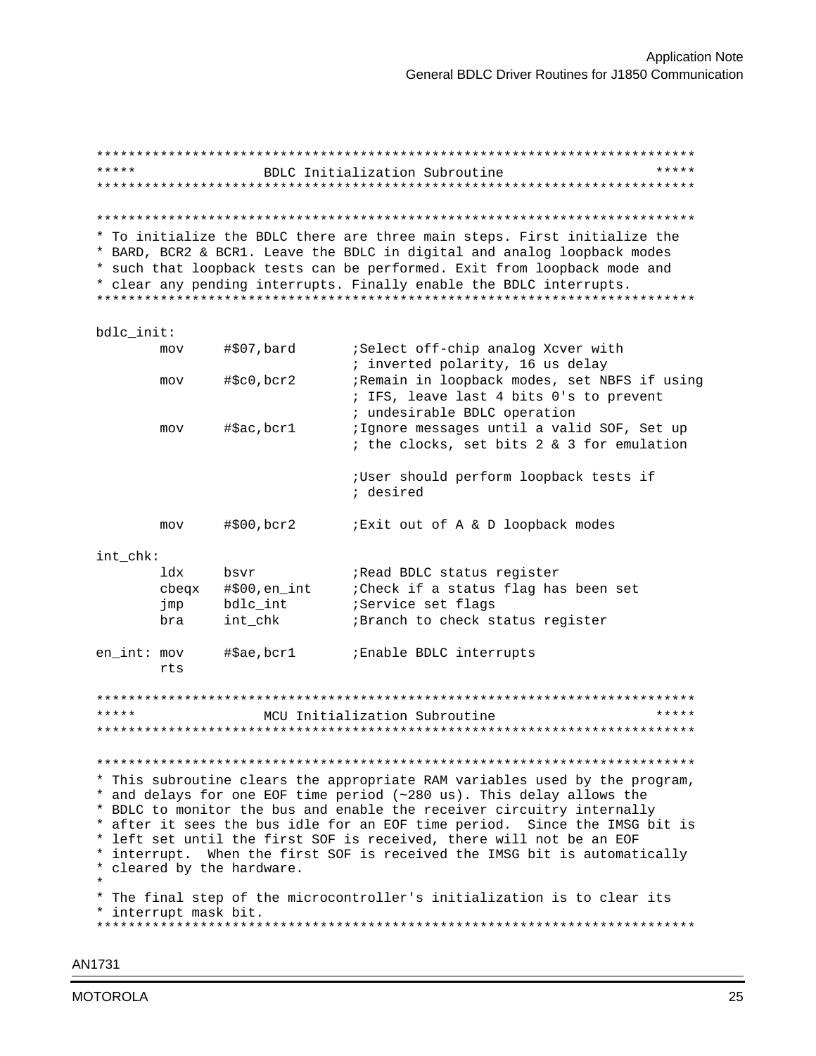```
***************************************************************************
*****               BDLC Initialization Subroutine                  *****
***************************************************************************

***************************************************************************
* To initialize the BDLC there are three main steps. First initialize the
* BARD, BCR2 & BCR1. Leave the BDLC in digital and analog loopback modes
* such that loopback tests can be performed. Exit from loopback mode and
* clear any pending interrupts. Finally enable the BDLC interrupts.
***************************************************************************

bdlc_init:
        mov     #$07,bard       ;Select off-chip analog Xcver with
                                ; inverted polarity, 16 us delay
        mov     #$c0,bcr2       ;Remain in loopback modes, set NBFS if using
                                ; IFS, leave last 4 bits 0's to prevent
                                ; undesirable BDLC operation
        mov     #$ac,bcr1       ;Ignore messages until a valid SOF, Set up
                                ; the clocks, set bits 2 & 3 for emulation

                                ;User should perform loopback tests if
                                ; desired

        mov     #$00,bcr2       ;Exit out of A & D loopback modes

int_chk:
        ldx     bsvr            ;Read BDLC status register
        cbeqx   #$00,en_int     ;Check if a status flag has been set
        jmp     bdlc_int        ;Service set flags
        bra     int_chk         ;Branch to check status register

en_int: mov     #$ae,bcr1       ;Enable BDLC interrupts
        rts

***************************************************************************
*****               MCU Initialization Subroutine                   *****
***************************************************************************

***************************************************************************
* This subroutine clears the appropriate RAM variables used by the program,
* and delays for one EOF time period (~280 us). This delay allows the
* BDLC to monitor the bus and enable the receiver circuitry internally
* after it sees the bus idle for an EOF time period.  Since the IMSG bit is
* left set until the first SOF is received, there will not be an EOF
* interrupt.  When the first SOF is received the IMSG bit is automatically
* cleared by the hardware.
*
* The final step of the microcontroller's initialization is to clear its
* interrupt mask bit.
***************************************************************************
```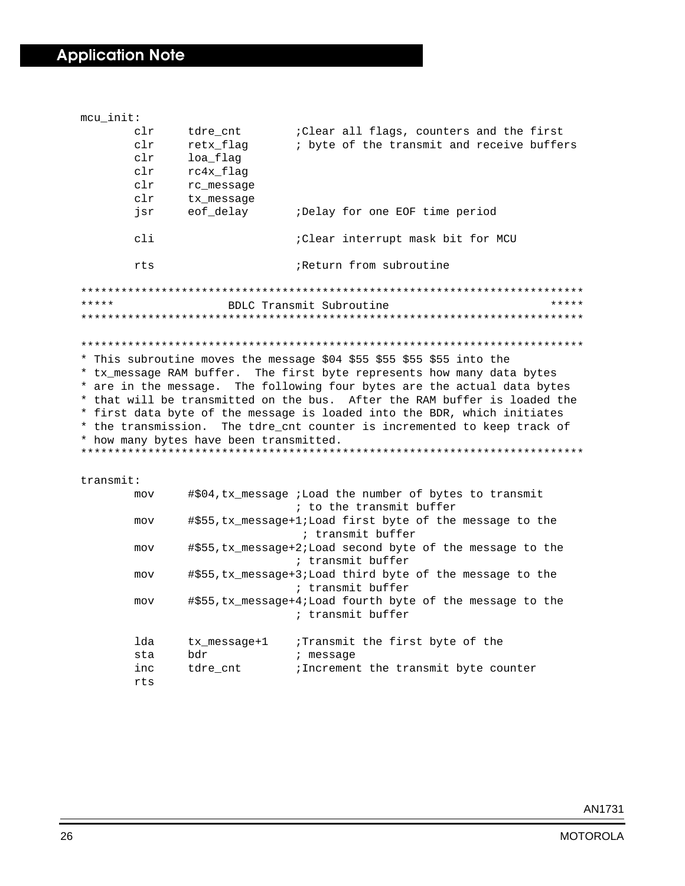```
mcu_init:
        clr     tdre_cnt        ;Clear all flags, counters and the first
        clr     retx_flag       ; byte of the transmit and receive buffers
        clr     loa_flag
        clr     rc4x_flag
        clr     rc_message
        clr     tx_message
        jsr     eof_delay       ;Delay for one EOF time period

        cli                     ;Clear interrupt mask bit for MCU

        rts                     ;Return from subroutine

***************************************************************************
*****                 BDLC Transmit Subroutine                       *****
***************************************************************************

***************************************************************************
* This subroutine moves the message $04 $55 $55 $55 $55 into the
* tx_message RAM buffer.  The first byte represents how many data bytes
* are in the message.  The following four bytes are the actual data bytes
* that will be transmitted on the bus.  After the RAM buffer is loaded the
* first data byte of the message is loaded into the BDR, which initiates
* the transmission.  The tdre_cnt counter is incremented to keep track of
* how many bytes have been transmitted.
***************************************************************************

transmit:
        mov     #$04,tx_message ;Load the number of bytes to transmit
                                ; to the transmit buffer
        mov     #$55,tx_message+1;Load first byte of the message to the
                                 ; transmit buffer
        mov     #$55,tx_message+2;Load second byte of the message to the
                                ; transmit buffer
        mov     #$55,tx_message+3;Load third byte of the message to the
                                ; transmit buffer
        mov     #$55,tx_message+4;Load fourth byte of the message to the
                                ; transmit buffer

        lda     tx_message+1    ;Transmit the first byte of the
        sta     bdr             ; message
        inc     tdre_cnt        ;Increment the transmit byte counter
        rts
```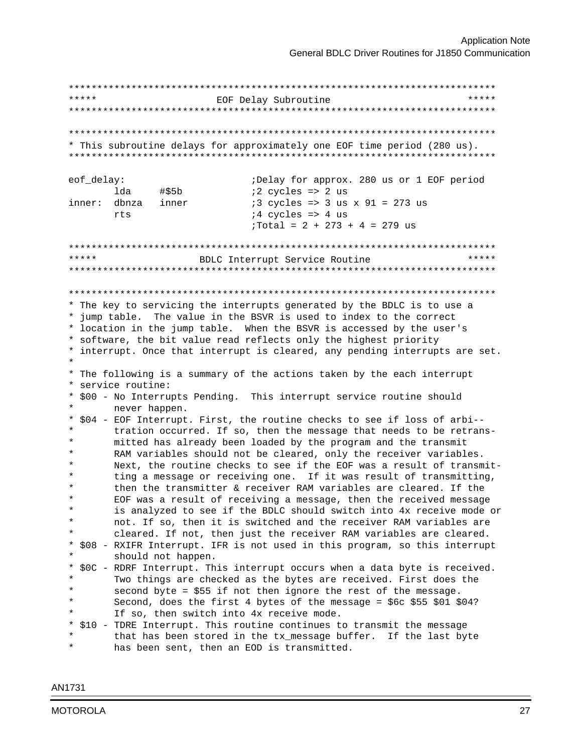```
***************************************************************************
*****                      EOF Delay Subroutine                       *****
***************************************************************************

***************************************************************************
* This subroutine delays for approximately one EOF time period (280 us).
***************************************************************************

eof_delay:                      ;Delay for approx. 280 us or 1 EOF period
        lda     #$5b            ;2 cycles => 2 us
inner:  dbnza   inner           ;3 cycles => 3 us x 91 = 273 us
        rts                     ;4 cycles => 4 us
                                ;Total = 2 + 273 + 4 = 279 us

***************************************************************************
*****                 BDLC Interrupt Service Routine                  *****
***************************************************************************

***************************************************************************
* The key to servicing the interrupts generated by the BDLC is to use a
* jump table.  The value in the BSVR is used to index to the correct
* location in the jump table.  When the BSVR is accessed by the user's
* software, the bit value read reflects only the highest priority
* interrupt. Once that interrupt is cleared, any pending interrupts are set.
*
* The following is a summary of the actions taken by the each interrupt
* service routine:
* $00 - No Interrupts Pending.  This interrupt service routine should
*       never happen.
* $04 - EOF Interrupt. First, the routine checks to see if loss of arbi--
*       tration occurred. If so, then the message that needs to be retrans-
*       mitted has already been loaded by the program and the transmit
*       RAM variables should not be cleared, only the receiver variables.
*       Next, the routine checks to see if the EOF was a result of transmit-
*       ting a message or receiving one.  If it was result of transmitting,
*       then the transmitter & receiver RAM variables are cleared. If the
*       EOF was a result of receiving a message, then the received message
*       is analyzed to see if the BDLC should switch into 4x receive mode or
*       not. If so, then it is switched and the receiver RAM variables are
*       cleared. If not, then just the receiver RAM variables are cleared.
* $08 - RXIFR Interrupt. IFR is not used in this program, so this interrupt
*       should not happen.
* $0C - RDRF Interrupt. This interrupt occurs when a data byte is received.
*       Two things are checked as the bytes are received. First does the
*       second byte = $55 if not then ignore the rest of the message.
*       Second, does the first 4 bytes of the message = $6c $55 $01 $04?
*       If so, then switch into 4x receive mode.
* $10 - TDRE Interrupt. This routine continues to transmit the message
*       that has been stored in the tx_message buffer.  If the last byte
*       has been sent, then an EOD is transmitted.
```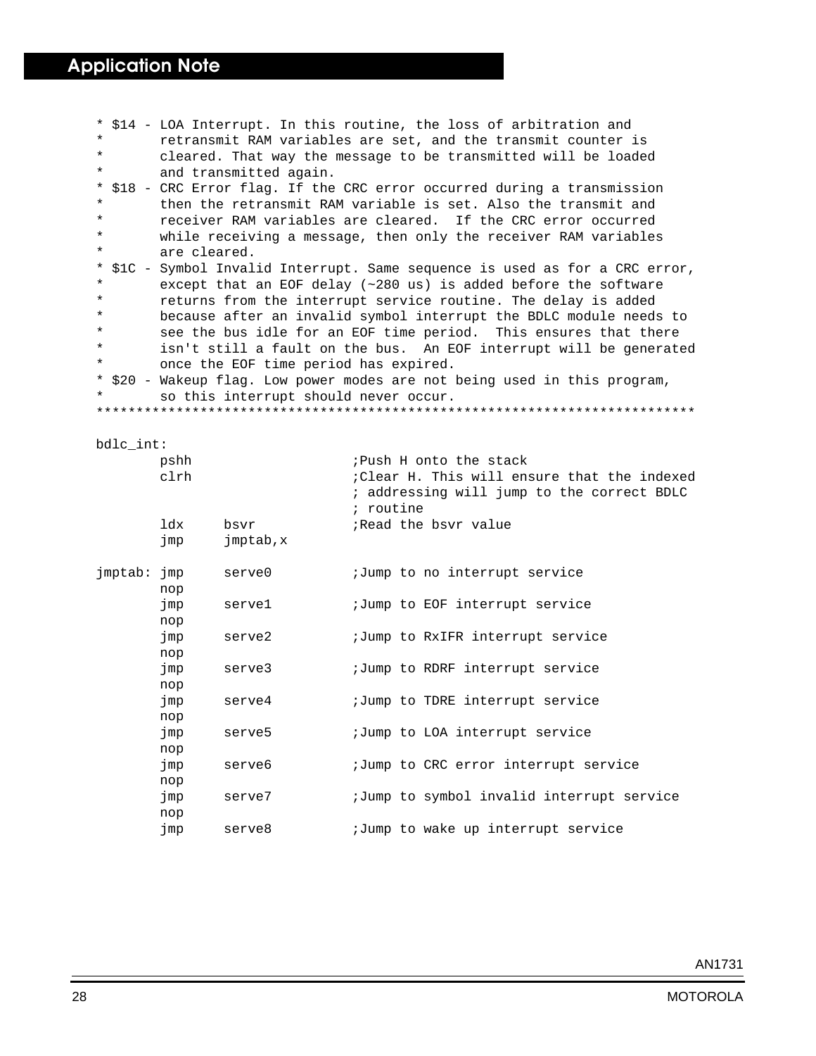```
* $14 - LOA Interrupt. In this routine, the loss of arbitration and
*       retransmit RAM variables are set, and the transmit counter is
*       cleared. That way the message to be transmitted will be loaded
*       and transmitted again.
* $18 - CRC Error flag. If the CRC error occurred during a transmission
*       then the retransmit RAM variable is set. Also the transmit and
*       receiver RAM variables are cleared.  If the CRC error occurred
*       while receiving a message, then only the receiver RAM variables
*       are cleared.
* $1C - Symbol Invalid Interrupt. Same sequence is used as for a CRC error,
*       except that an EOF delay (~280 us) is added before the software
*       returns from the interrupt service routine. The delay is added
*       because after an invalid symbol interrupt the BDLC module needs to
*       see the bus idle for an EOF time period.  This ensures that there
*       isn't still a fault on the bus.  An EOF interrupt will be generated
*       once the EOF time period has expired.
* $20 - Wakeup flag. Low power modes are not being used in this program,
*       so this interrupt should never occur.
**************************************************************************

bdlc_int:
        pshh                    ;Push H onto the stack
        clrh                    ;Clear H. This will ensure that the indexed
                                ; addressing will jump to the correct BDLC
                                ; routine
        ldx     bsvr            ;Read the bsvr value
        jmp     jmptab,x

jmptab: jmp     serve0          ;Jump to no interrupt service
        nop
        jmp     serve1          ;Jump to EOF interrupt service
        nop
        jmp     serve2          ;Jump to RxIFR interrupt service
        nop
        jmp     serve3          ;Jump to RDRF interrupt service
        nop
        jmp     serve4          ;Jump to TDRE interrupt service
        nop
        jmp     serve5          ;Jump to LOA interrupt service
        nop
        jmp     serve6          ;Jump to CRC error interrupt service
        nop
        jmp     serve7          ;Jump to symbol invalid interrupt service
        nop
        jmp     serve8          ;Jump to wake up interrupt service
```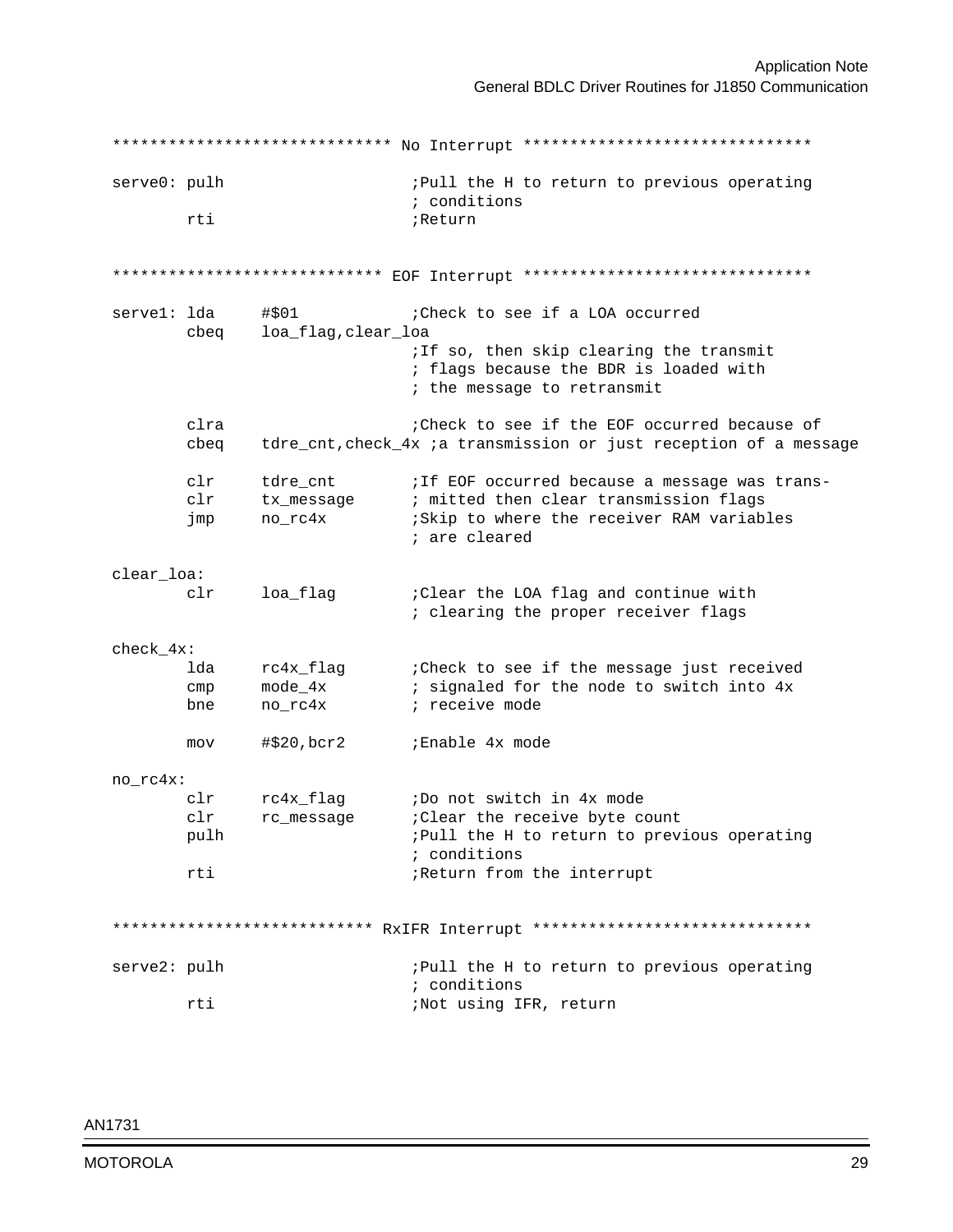```
****************************** No Interrupt *******************************

serve0: pulh                    ;Pull the H to return to previous operating
                                ; conditions
        rti                     ;Return


***************************** EOF Interrupt *******************************

serve1: lda     #$01            ;Check to see if a LOA occurred
        cbeq    loa_flag,clear_loa
                                ;If so, then skip clearing the transmit
                                ; flags because the BDR is loaded with
                                ; the message to retransmit

        clra                    ;Check to see if the EOF occurred because of
        cbeq    tdre_cnt,check_4x ;a transmission or just reception of a message

        clr     tdre_cnt        ;If EOF occurred because a message was trans-
        clr     tx_message      ; mitted then clear transmission flags
        jmp     no_rc4x         ;Skip to where the receiver RAM variables
                                ; are cleared

clear_loa:
        clr     loa_flag        ;Clear the LOA flag and continue with
                                ; clearing the proper receiver flags

check_4x:
        lda     rc4x_flag       ;Check to see if the message just received
        cmp     mode_4x         ; signaled for the node to switch into 4x
        bne     no_rc4x         ; receive mode

        mov     #$20,bcr2       ;Enable 4x mode

no_rc4x:
        clr     rc4x_flag       ;Do not switch in 4x mode
        clr     rc_message      ;Clear the receive byte count
        pulh                    ;Pull the H to return to previous operating
                                ; conditions
        rti                     ;Return from the interrupt


**************************** RxIFR Interrupt ******************************

serve2: pulh                    ;Pull the H to return to previous operating
                                ; conditions
        rti                     ;Not using IFR, return
```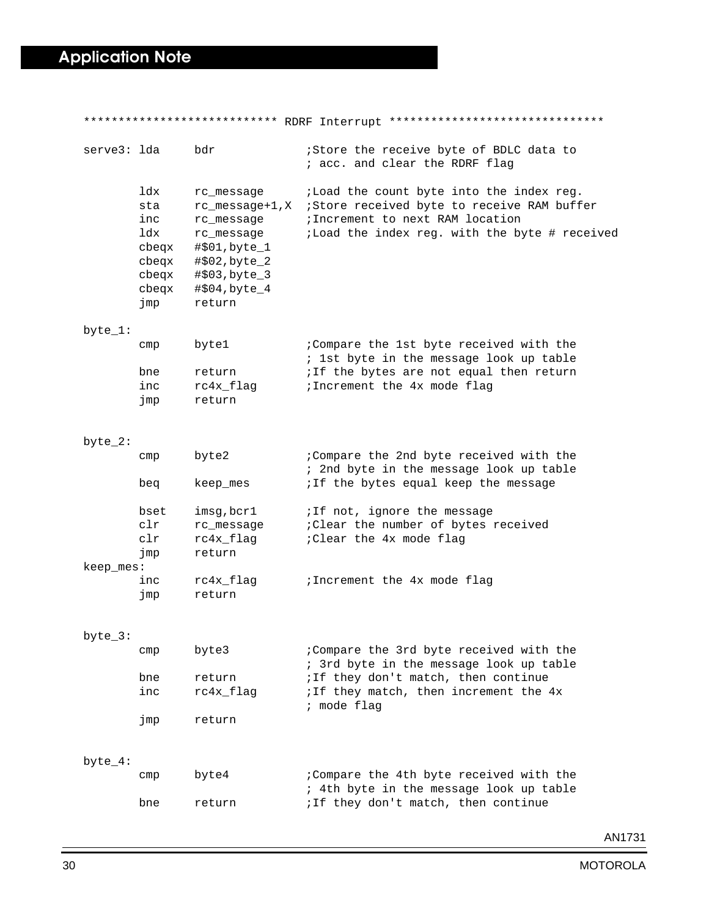```
**************************** RDRF Interrupt *******************************

serve3: lda     bdr             ;Store the receive byte of BDLC data to
                                ; acc. and clear the RDRF flag

        ldx     rc_message      ;Load the count byte into the index reg.
        sta     rc_message+1,X  ;Store received byte to receive RAM buffer
        inc     rc_message      ;Increment to next RAM location
        ldx     rc_message      ;Load the index reg. with the byte # received
        cbeqx   #$01,byte_1
        cbeqx   #$02,byte_2
        cbeqx   #$03,byte_3
        cbeqx   #$04,byte_4
        jmp     return

byte_1:
        cmp     byte1           ;Compare the 1st byte received with the
                                ; 1st byte in the message look up table
        bne     return          ;If the bytes are not equal then return
        inc     rc4x_flag       ;Increment the 4x mode flag
        jmp     return


byte_2:
        cmp     byte2           ;Compare the 2nd byte received with the
                                ; 2nd byte in the message look up table
        beq     keep_mes        ;If the bytes equal keep the message

        bset    imsg,bcr1       ;If not, ignore the message
        clr     rc_message      ;Clear the number of bytes received
        clr     rc4x_flag       ;Clear the 4x mode flag
        jmp     return
keep_mes:
        inc     rc4x_flag       ;Increment the 4x mode flag
        jmp     return


byte_3:
        cmp     byte3           ;Compare the 3rd byte received with the
                                ; 3rd byte in the message look up table
        bne     return          ;If they don't match, then continue
        inc     rc4x_flag       ;If they match, then increment the 4x
                                ; mode flag
        jmp     return


byte_4:
        cmp     byte4           ;Compare the 4th byte received with the
                                ; 4th byte in the message look up table
        bne     return          ;If they don't match, then continue
```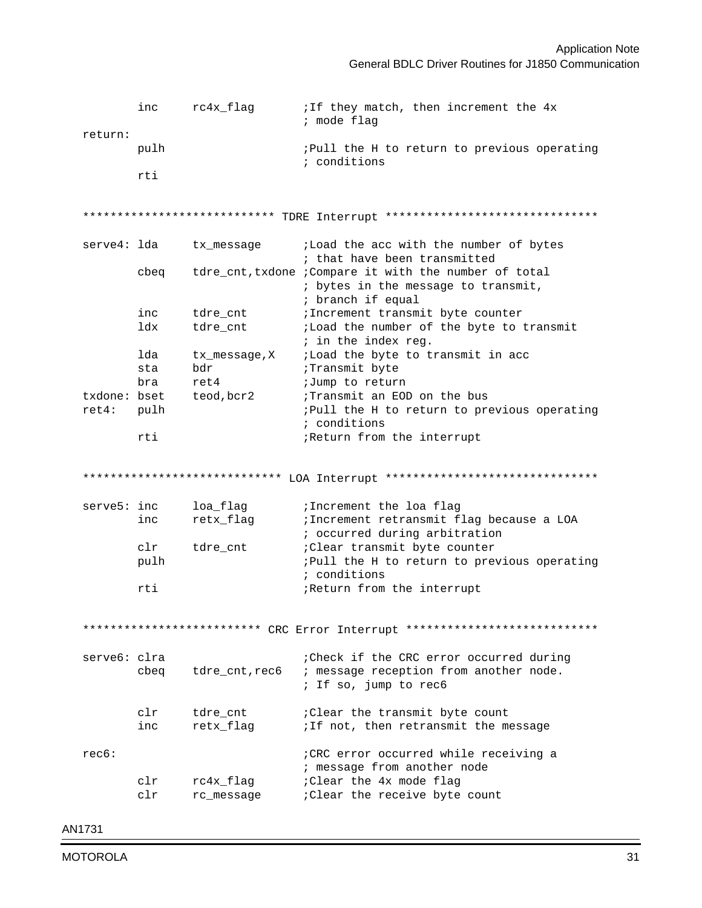```
        inc     rc4x_flag       ;If they match, then increment the 4x
                                ; mode flag
return:
        pulh                    ;Pull the H to return to previous operating
                                ; conditions
        rti


**************************** TDRE Interrupt *******************************

serve4: lda     tx_message      ;Load the acc with the number of bytes
                                ; that have been transmitted
        cbeq    tdre_cnt,txdone ;Compare it with the number of total
                                ; bytes in the message to transmit,
                                ; branch if equal
        inc     tdre_cnt        ;Increment transmit byte counter
        ldx     tdre_cnt        ;Load the number of the byte to transmit
                                ; in the index reg.
        lda     tx_message,X    ;Load the byte to transmit in acc
        sta     bdr             ;Transmit byte
        bra     ret4            ;Jump to return
txdone: bset    teod,bcr2       ;Transmit an EOD on the bus
ret4:   pulh                    ;Pull the H to return to previous operating
                                ; conditions
        rti                     ;Return from the interrupt


***************************** LOA Interrupt *******************************

serve5: inc     loa_flag        ;Increment the loa flag
        inc     retx_flag       ;Increment retransmit flag because a LOA
                                ; occurred during arbitration
        clr     tdre_cnt        ;Clear transmit byte counter
        pulh                    ;Pull the H to return to previous operating
                                ; conditions
        rti                     ;Return from the interrupt


************************** CRC Error Interrupt ****************************

serve6: clra                    ;Check if the CRC error occurred during
        cbeq    tdre_cnt,rec6   ; message reception from another node.
                                ; If so, jump to rec6

        clr     tdre_cnt        ;Clear the transmit byte count
        inc     retx_flag       ;If not, then retransmit the message

rec6:                           ;CRC error occurred while receiving a
                                ; message from another node
        clr     rc4x_flag       ;Clear the 4x mode flag
        clr     rc_message      ;Clear the receive byte count
```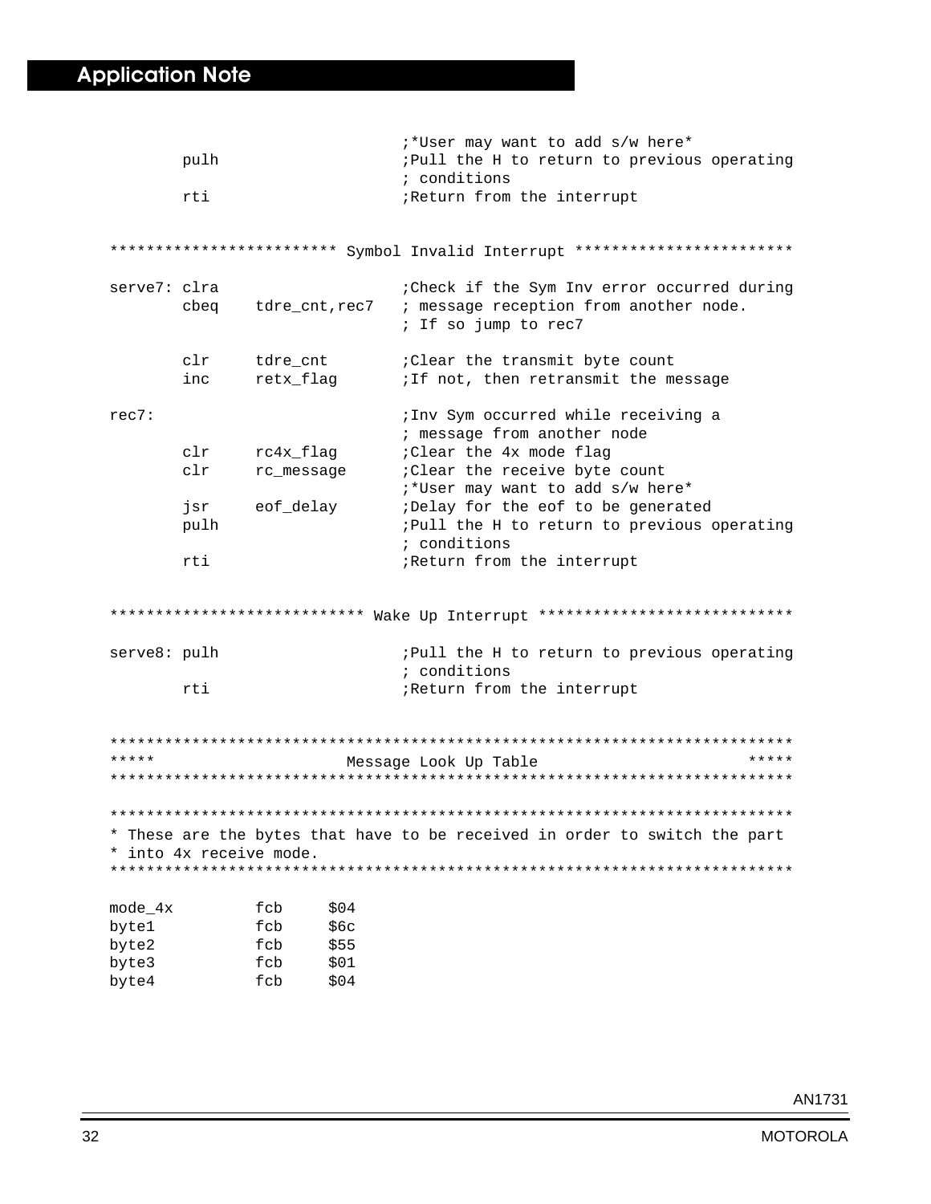```
                                ;*User may want to add s/w here*
        pulh                    ;Pull the H to return to previous operating
                                ; conditions
        rti                     ;Return from the interrupt


************************* Symbol Invalid Interrupt ************************

serve7: clra                    ;Check if the Sym Inv error occurred during
        cbeq    tdre_cnt,rec7   ; message reception from another node.
                                ; If so jump to rec7

        clr     tdre_cnt        ;Clear the transmit byte count
        inc     retx_flag       ;If not, then retransmit the message

rec7:                           ;Inv Sym occurred while receiving a
                                ; message from another node
        clr     rc4x_flag       ;Clear the 4x mode flag
        clr     rc_message      ;Clear the receive byte count
                                ;*User may want to add s/w here*
        jsr     eof_delay       ;Delay for the eof to be generated
        pulh                    ;Pull the H to return to previous operating
                                ; conditions
        rti                     ;Return from the interrupt


**************************** Wake Up Interrupt ****************************

serve8: pulh                    ;Pull the H to return to previous operating
                                ; conditions
        rti                     ;Return from the interrupt


***************************************************************************
*****                      Message Look Up Table                      *****
***************************************************************************

***************************************************************************
* These are the bytes that have to be received in order to switch the part
* into 4x receive mode.
***************************************************************************

mode_4x         fcb     $04
byte1           fcb     $6c
byte2           fcb     $55
byte3           fcb     $01
byte4           fcb     $04
```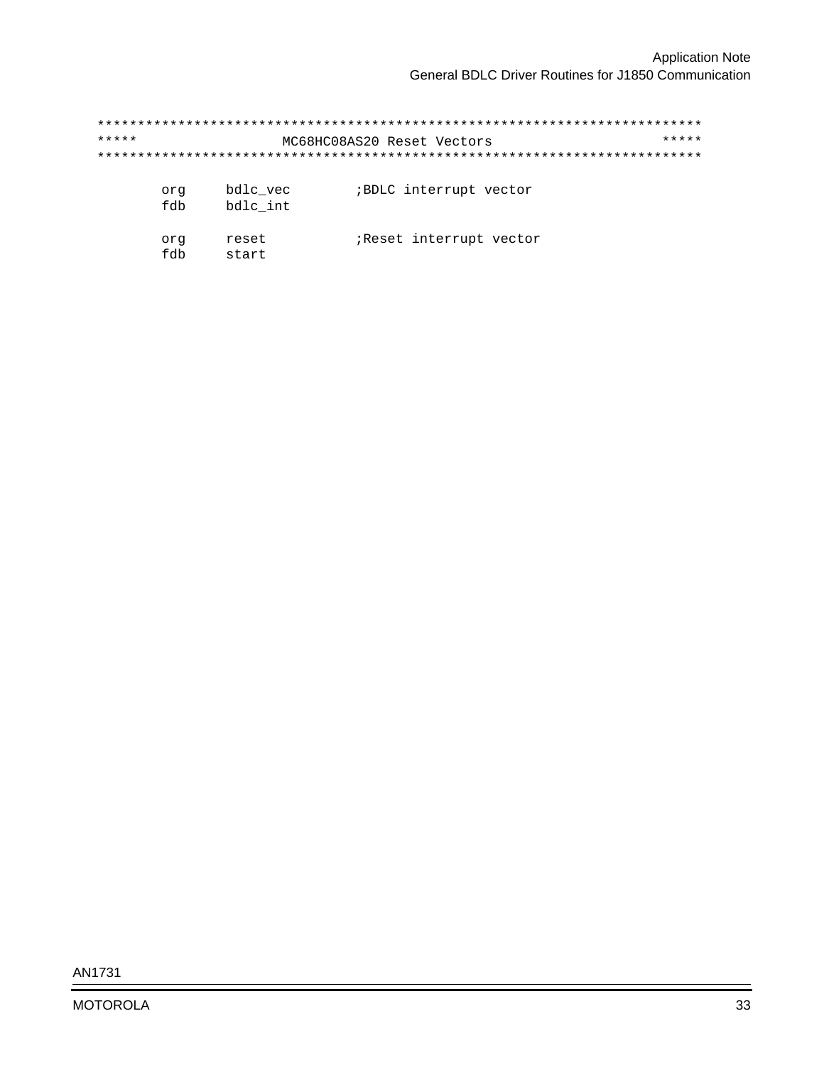```
************************************************************************
*****                 MC68HC08AS20 Reset Vectors                  *****
************************************************************************

       org     bdlc_vec        ;BDLC interrupt vector
       fdb     bdlc_int

       org     reset           ;Reset interrupt vector
       fdb     start
```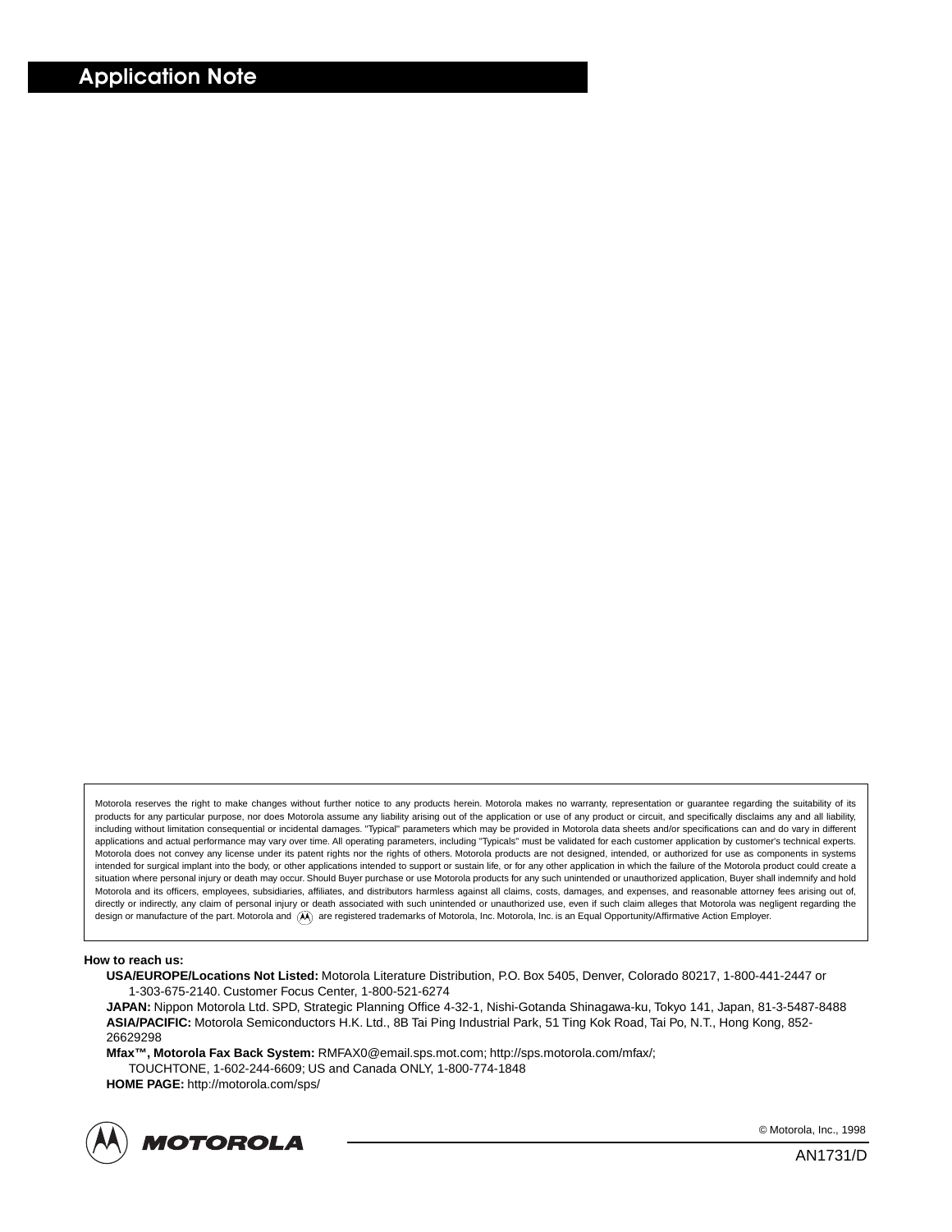## Application Note

Motorola reserves the right to make changes without further notice to any products herein. Motorola makes no warranty, representation or guarantee regarding the suitability of its products for any particular purpose, nor does Motorola assume any liability arising out of the application or use of any product or circuit, and specifically disclaims any and all liability, including without limitation consequential or incidental damages. "Typical" parameters which may be provided in Motorola data sheets and/or specifications can and do vary in different applications and actual performance may vary over time. All operating parameters, including "Typicals" must be validated for each customer application by customer's technical experts. Motorola does not convey any license under its patent rights nor the rights of others. Motorola products are not designed, intended, or authorized for use as components in systems intended for surgical implant into the body, or other applications intended to support or sustain life, or for any other application in which the failure of the Motorola product could create a situation where personal injury or death may occur. Should Buyer purchase or use Motorola products for any such unintended or unauthorized application, Buyer shall indemnify and hold Motorola and its officers, employees, subsidiaries, affiliates, and distributors harmless against all claims, costs, damages, and expenses, and reasonable attorney fees arising out of, directly or indirectly, any claim of personal injury or death associated with such unintended or unauthorized use, even if such claim alleges that Motorola was negligent regarding the design or manufacture of the part. Motorola and Ⓜ are registered trademarks of Motorola, Inc. Motorola, Inc. is an Equal Opportunity/Affirmative Action Employer.

**How to reach us:**

**USA/EUROPE/Locations Not Listed:** Motorola Literature Distribution, P.O. Box 5405, Denver, Colorado 80217, 1-800-441-2447 or 1-303-675-2140. Customer Focus Center, 1-800-521-6274

**JAPAN:** Nippon Motorola Ltd. SPD, Strategic Planning Office 4-32-1, Nishi-Gotanda Shinagawa-ku, Tokyo 141, Japan, 81-3-5487-8488

**ASIA/PACIFIC:** Motorola Semiconductors H.K. Ltd., 8B Tai Ping Industrial Park, 51 Ting Kok Road, Tai Po, N.T., Hong Kong, 852-26629298

**Mfax™, Motorola Fax Back System:** RMFAX0@email.sps.mot.com; http://sps.motorola.com/mfax/;
TOUCHTONE, 1-602-244-6609; US and Canada ONLY, 1-800-774-1848

**HOME PAGE:** http://motorola.com/sps/

MOTOROLA

© Motorola, Inc., 1998

AN1731/D